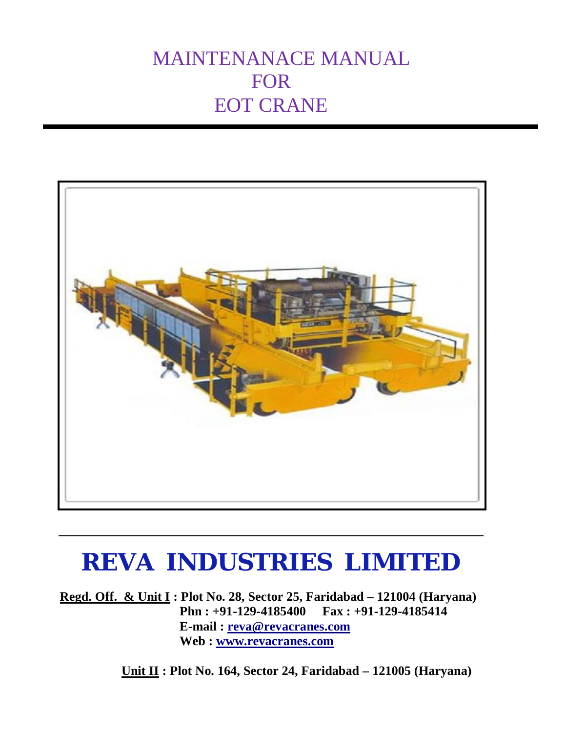# MAINTENANACE MANUAL
# FOR
# EOT CRANE

## REVA INDUSTRIES LIMITED

**Regd. Off. & Unit I : Plot No. 28, Sector 25, Faridabad – 121004 (Haryana)**
**Phn : +91-129-4185400 Fax : +91-129-4185414**
**E-mail : reva@revacranes.com**
**Web : www.revacranes.com**

**Unit II : Plot No. 164, Sector 24, Faridabad – 121005 (Haryana)**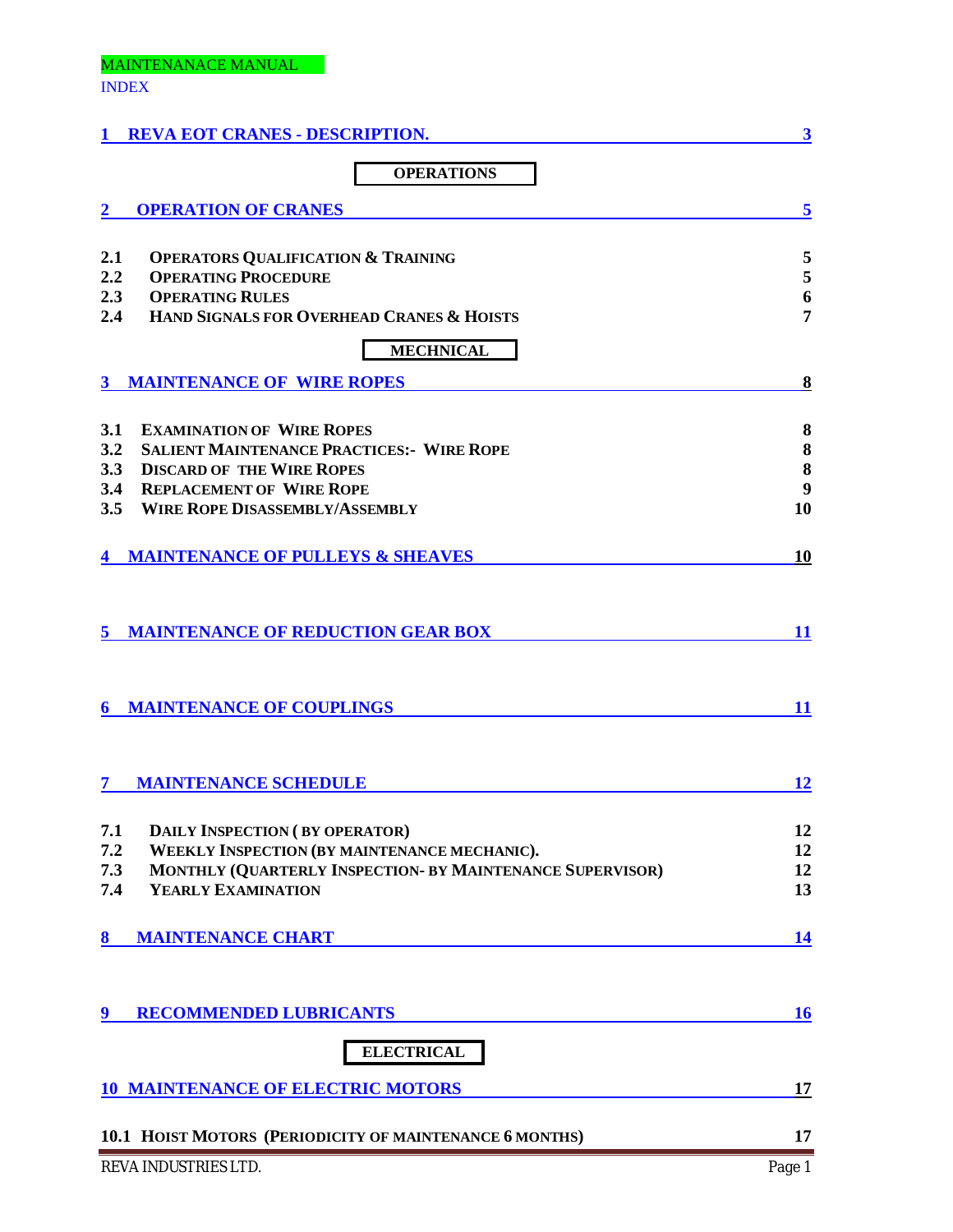MAINTENANACE MANUAL

INDEX

| | | |
|---|---|---|
| **1** | **REVA EOT CRANES - DESCRIPTION.** | **3** |
| | **OPERATIONS** | |
| **2** | **OPERATION OF CRANES** | **5** |
| **2.1** | **OPERATORS QUALIFICATION & TRAINING** | **5** |
| **2.2** | **OPERATING PROCEDURE** | **5** |
| **2.3** | **OPERATING RULES** | **6** |
| **2.4** | **HAND SIGNALS FOR OVERHEAD CRANES & HOISTS** | **7** |
| | **MECHNICAL** | |
| **3** | **MAINTENANCE OF WIRE ROPES** | **8** |
| **3.1** | **EXAMINATION OF WIRE ROPES** | **8** |
| **3.2** | **SALIENT MAINTENANCE PRACTICES:- WIRE ROPE** | **8** |
| **3.3** | **DISCARD OF THE WIRE ROPES** | **8** |
| **3.4** | **REPLACEMENT OF WIRE ROPE** | **9** |
| **3.5** | **WIRE ROPE DISASSEMBLY/ASSEMBLY** | **10** |
| **4** | **MAINTENANCE OF PULLEYS & SHEAVES** | **10** |
| **5** | **MAINTENANCE OF REDUCTION GEAR BOX** | **11** |
| **6** | **MAINTENANCE OF COUPLINGS** | **11** |
| **7** | **MAINTENANCE SCHEDULE** | **12** |
| **7.1** | **DAILY INSPECTION ( BY OPERATOR)** | **12** |
| **7.2** | **WEEKLY INSPECTION (BY MAINTENANCE MECHANIC).** | **12** |
| **7.3** | **MONTHLY (QUARTERLY INSPECTION- BY MAINTENANCE SUPERVISOR)** | **12** |
| **7.4** | **YEARLY EXAMINATION** | **13** |
| **8** | **MAINTENANCE CHART** | **14** |
| **9** | **RECOMMENDED LUBRICANTS** | **16** |
| | **ELECTRICAL** | |
| **10** | **MAINTENANCE OF ELECTRIC MOTORS** | **17** |
| **10.1** | **HOIST MOTORS (PERIODICITY OF MAINTENANCE 6 MONTHS)** | **17** |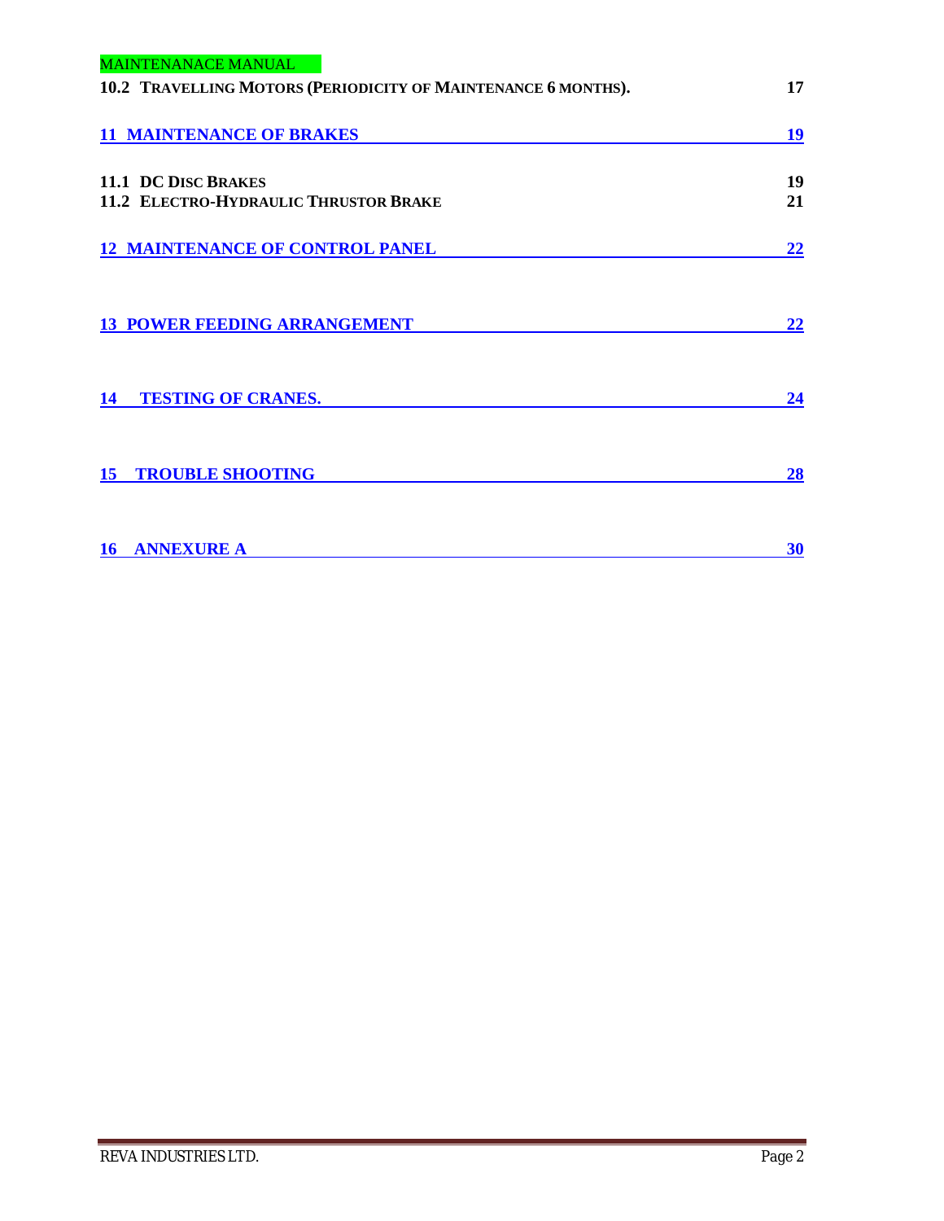10.2 TRAVELLING MOTORS (PERIODICITY OF MAINTENANCE 6 MONTHS). 17

11 MAINTENANCE OF BRAKES 19

11.1 DC DISC BRAKES 19
11.2 ELECTRO-HYDRAULIC THRUSTOR BRAKE 21

12 MAINTENANCE OF CONTROL PANEL 22

13 POWER FEEDING ARRANGEMENT 22

14 TESTING OF CRANES. 24

15 TROUBLE SHOOTING 28

16 ANNEXURE A 30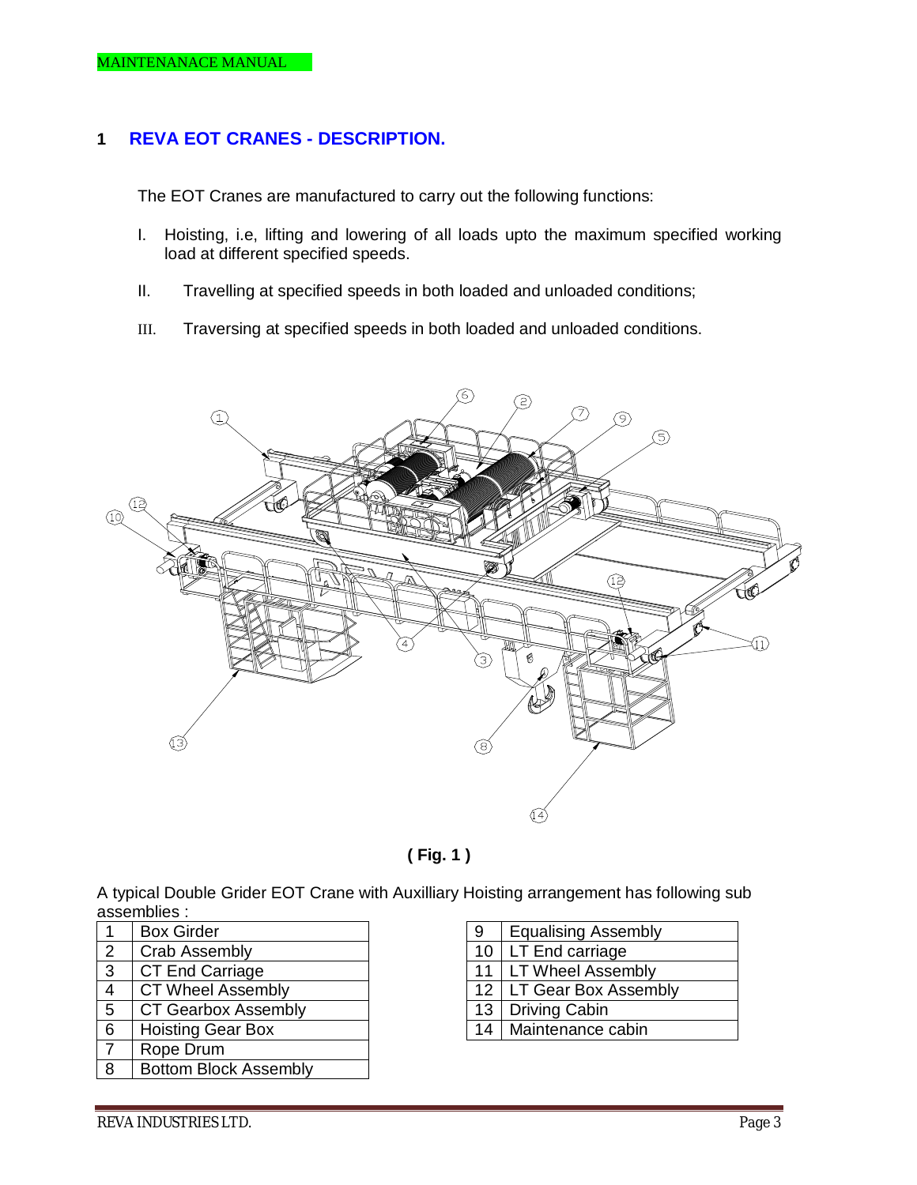# 1 REVA EOT CRANES - DESCRIPTION.

The EOT Cranes are manufactured to carry out the following functions:

I. Hoisting, i.e, lifting and lowering of all loads upto the maximum specified working load at different specified speeds.

II. Travelling at specified speeds in both loaded and unloaded conditions;

III. Traversing at specified speeds in both loaded and unloaded conditions.

**( Fig. 1 )**

A typical Double Grider EOT Crane with Auxilliary Hoisting arrangement has following sub assemblies :

| | |
|---|---|
| 1 | Box Girder |
| 2 | Crab Assembly |
| 3 | CT End Carriage |
| 4 | CT Wheel Assembly |
| 5 | CT Gearbox Assembly |
| 6 | Hoisting Gear Box |
| 7 | Rope Drum |
| 8 | Bottom Block Assembly |

| | |
|---|---|
| 9 | Equalising Assembly |
| 10 | LT End carriage |
| 11 | LT Wheel Assembly |
| 12 | LT Gear Box Assembly |
| 13 | Driving Cabin |
| 14 | Maintenance cabin |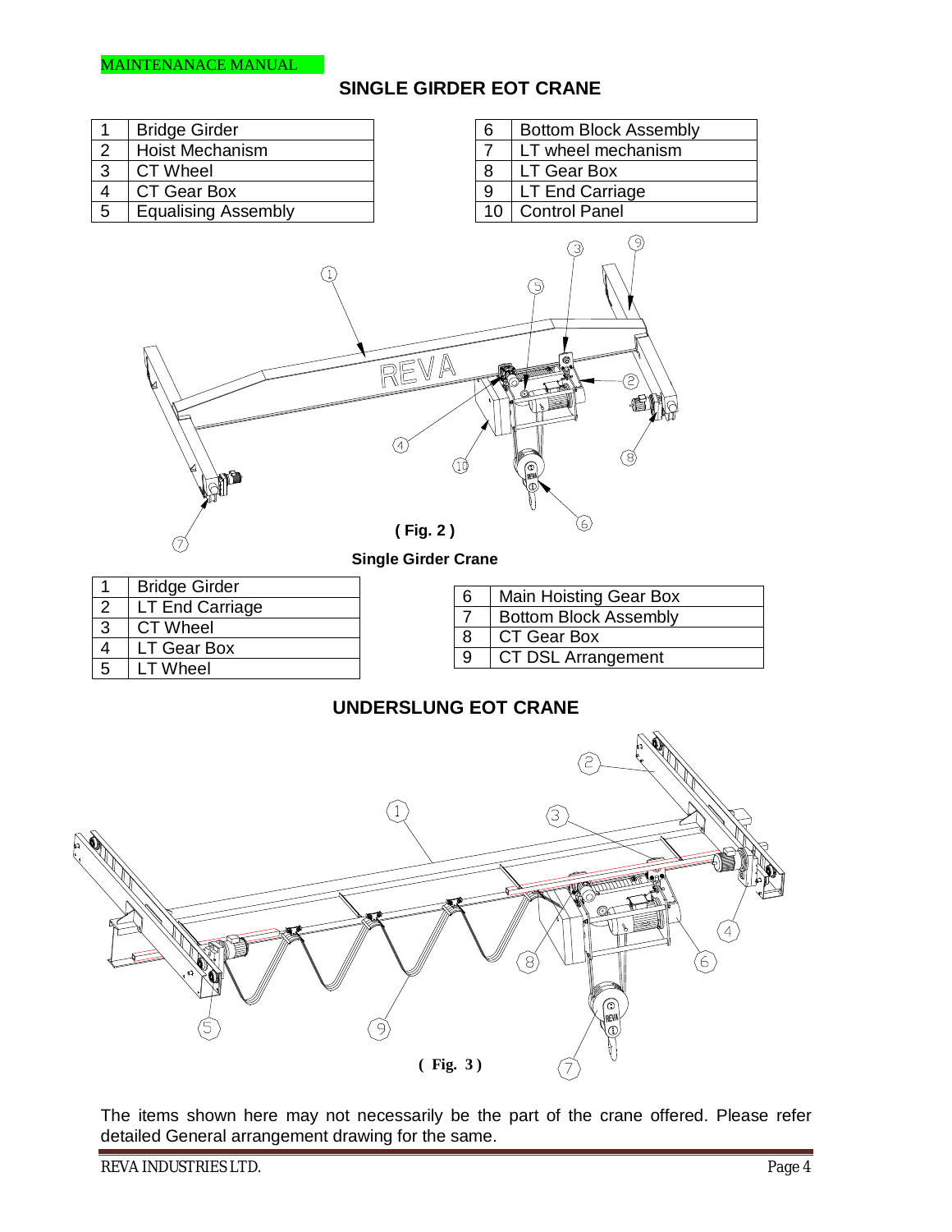## SINGLE GIRDER EOT CRANE

| 1 | Bridge Girder |
|---|---|
| 2 | Hoist Mechanism |
| 3 | CT Wheel |
| 4 | CT Gear Box |
| 5 | Equalising Assembly |

| 6 | Bottom Block Assembly |
|---|---|
| 7 | LT wheel mechanism |
| 8 | LT Gear Box |
| 9 | LT End Carriage |
| 10 | Control Panel |

**( Fig. 2 )**

**Single Girder Crane**

| 1 | Bridge Girder |
|---|---|
| 2 | LT End Carriage |
| 3 | CT Wheel |
| 4 | LT Gear Box |
| 5 | LT Wheel |

| 6 | Main Hoisting Gear Box |
|---|---|
| 7 | Bottom Block Assembly |
| 8 | CT Gear Box |
| 9 | CT DSL Arrangement |

## UNDERSLUNG EOT CRANE

**( Fig. 3 )**

The items shown here may not necessarily be the part of the crane offered. Please refer detailed General arrangement drawing for the same.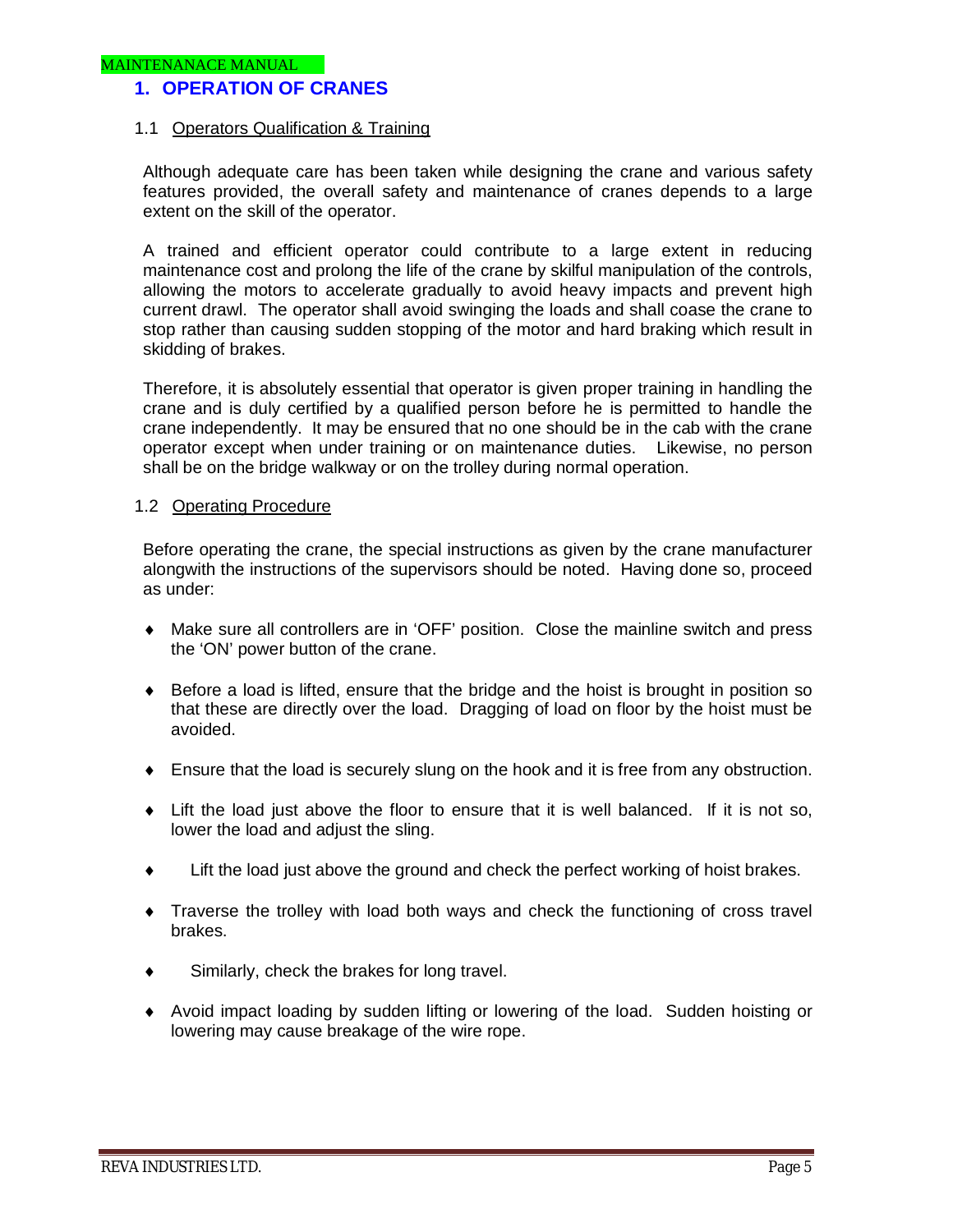# 1. OPERATION OF CRANES

## 1.1 Operators Qualification & Training

Although adequate care has been taken while designing the crane and various safety features provided, the overall safety and maintenance of cranes depends to a large extent on the skill of the operator.

A trained and efficient operator could contribute to a large extent in reducing maintenance cost and prolong the life of the crane by skilful manipulation of the controls, allowing the motors to accelerate gradually to avoid heavy impacts and prevent high current drawl. The operator shall avoid swinging the loads and shall coase the crane to stop rather than causing sudden stopping of the motor and hard braking which result in skidding of brakes.

Therefore, it is absolutely essential that operator is given proper training in handling the crane and is duly certified by a qualified person before he is permitted to handle the crane independently. It may be ensured that no one should be in the cab with the crane operator except when under training or on maintenance duties. Likewise, no person shall be on the bridge walkway or on the trolley during normal operation.

## 1.2 Operating Procedure

Before operating the crane, the special instructions as given by the crane manufacturer alongwith the instructions of the supervisors should be noted. Having done so, proceed as under:

- Make sure all controllers are in 'OFF' position. Close the mainline switch and press the 'ON' power button of the crane.
- Before a load is lifted, ensure that the bridge and the hoist is brought in position so that these are directly over the load. Dragging of load on floor by the hoist must be avoided.
- Ensure that the load is securely slung on the hook and it is free from any obstruction.
- Lift the load just above the floor to ensure that it is well balanced. If it is not so, lower the load and adjust the sling.
- Lift the load just above the ground and check the perfect working of hoist brakes.
- Traverse the trolley with load both ways and check the functioning of cross travel brakes.
- Similarly, check the brakes for long travel.
- Avoid impact loading by sudden lifting or lowering of the load. Sudden hoisting or lowering may cause breakage of the wire rope.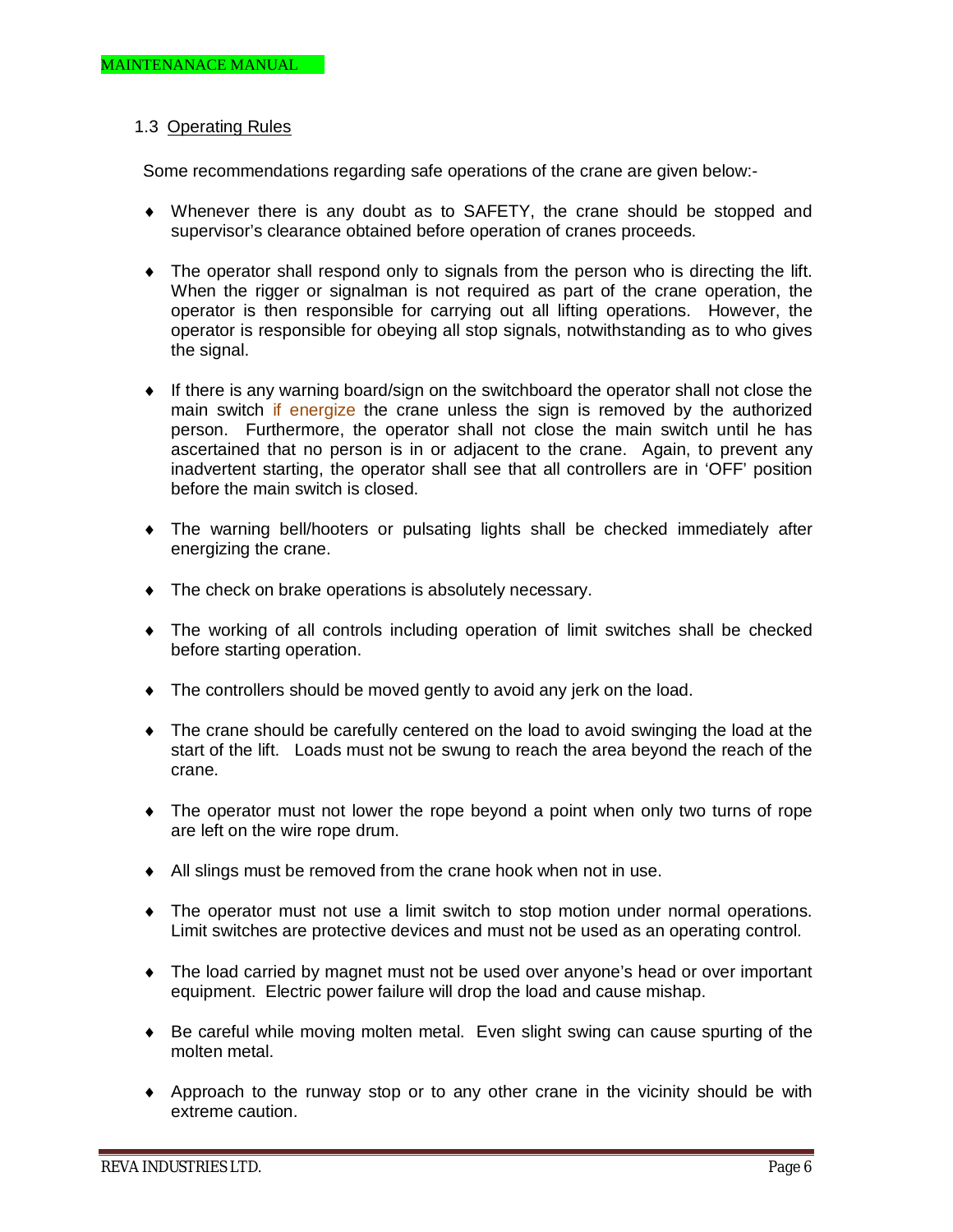## 1.3 Operating Rules

Some recommendations regarding safe operations of the crane are given below:-

- Whenever there is any doubt as to SAFETY, the crane should be stopped and supervisor's clearance obtained before operation of cranes proceeds.
- The operator shall respond only to signals from the person who is directing the lift. When the rigger or signalman is not required as part of the crane operation, the operator is then responsible for carrying out all lifting operations. However, the operator is responsible for obeying all stop signals, notwithstanding as to who gives the signal.
- If there is any warning board/sign on the switchboard the operator shall not close the main switch if energize the crane unless the sign is removed by the authorized person. Furthermore, the operator shall not close the main switch until he has ascertained that no person is in or adjacent to the crane. Again, to prevent any inadvertent starting, the operator shall see that all controllers are in 'OFF' position before the main switch is closed.
- The warning bell/hooters or pulsating lights shall be checked immediately after energizing the crane.
- The check on brake operations is absolutely necessary.
- The working of all controls including operation of limit switches shall be checked before starting operation.
- The controllers should be moved gently to avoid any jerk on the load.
- The crane should be carefully centered on the load to avoid swinging the load at the start of the lift. Loads must not be swung to reach the area beyond the reach of the crane.
- The operator must not lower the rope beyond a point when only two turns of rope are left on the wire rope drum.
- All slings must be removed from the crane hook when not in use.
- The operator must not use a limit switch to stop motion under normal operations. Limit switches are protective devices and must not be used as an operating control.
- The load carried by magnet must not be used over anyone's head or over important equipment. Electric power failure will drop the load and cause mishap.
- Be careful while moving molten metal. Even slight swing can cause spurting of the molten metal.
- Approach to the runway stop or to any other crane in the vicinity should be with extreme caution.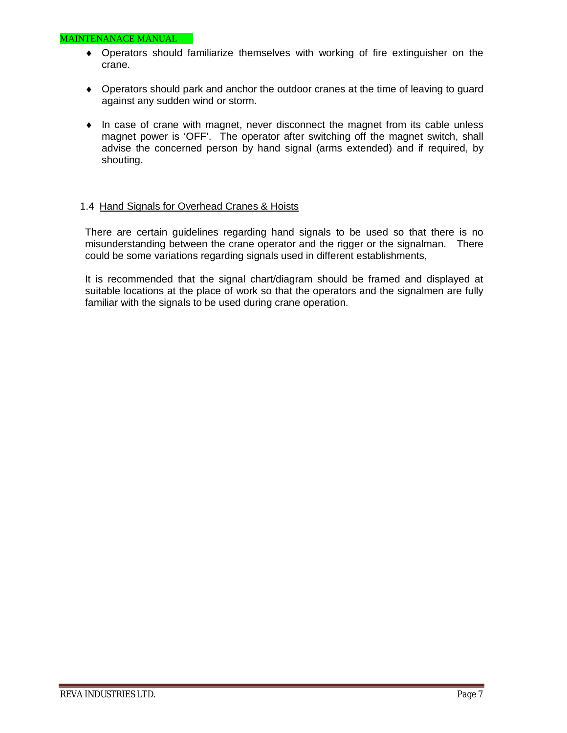- Operators should familiarize themselves with working of fire extinguisher on the crane.

- Operators should park and anchor the outdoor cranes at the time of leaving to guard against any sudden wind or storm.

- In case of crane with magnet, never disconnect the magnet from its cable unless magnet power is 'OFF'. The operator after switching off the magnet switch, shall advise the concerned person by hand signal (arms extended) and if required, by shouting.

## 1.4 Hand Signals for Overhead Cranes & Hoists

There are certain guidelines regarding hand signals to be used so that there is no misunderstanding between the crane operator and the rigger or the signalman. There could be some variations regarding signals used in different establishments,

It is recommended that the signal chart/diagram should be framed and displayed at suitable locations at the place of work so that the operators and the signalmen are fully familiar with the signals to be used during crane operation.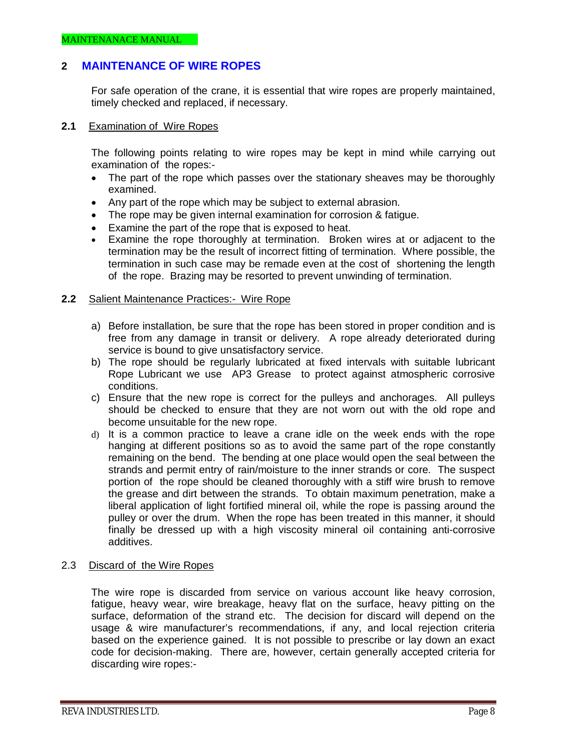## 2 MAINTENANCE OF WIRE ROPES

For safe operation of the crane, it is essential that wire ropes are properly maintained, timely checked and replaced, if necessary.

### 2.1 Examination of Wire Ropes

The following points relating to wire ropes may be kept in mind while carrying out examination of the ropes:-

- The part of the rope which passes over the stationary sheaves may be thoroughly examined.
- Any part of the rope which may be subject to external abrasion.
- The rope may be given internal examination for corrosion & fatigue.
- Examine the part of the rope that is exposed to heat.
- Examine the rope thoroughly at termination. Broken wires at or adjacent to the termination may be the result of incorrect fitting of termination. Where possible, the termination in such case may be remade even at the cost of shortening the length of the rope. Brazing may be resorted to prevent unwinding of termination.

### 2.2 Salient Maintenance Practices:- Wire Rope

a) Before installation, be sure that the rope has been stored in proper condition and is free from any damage in transit or delivery. A rope already deteriorated during service is bound to give unsatisfactory service.

b) The rope should be regularly lubricated at fixed intervals with suitable lubricant Rope Lubricant we use AP3 Grease to protect against atmospheric corrosive conditions.

c) Ensure that the new rope is correct for the pulleys and anchorages. All pulleys should be checked to ensure that they are not worn out with the old rope and become unsuitable for the new rope.

d) It is a common practice to leave a crane idle on the week ends with the rope hanging at different positions so as to avoid the same part of the rope constantly remaining on the bend. The bending at one place would open the seal between the strands and permit entry of rain/moisture to the inner strands or core. The suspect portion of the rope should be cleaned thoroughly with a stiff wire brush to remove the grease and dirt between the strands. To obtain maximum penetration, make a liberal application of light fortified mineral oil, while the rope is passing around the pulley or over the drum. When the rope has been treated in this manner, it should finally be dressed up with a high viscosity mineral oil containing anti-corrosive additives.

### 2.3 Discard of the Wire Ropes

The wire rope is discarded from service on various account like heavy corrosion, fatigue, heavy wear, wire breakage, heavy flat on the surface, heavy pitting on the surface, deformation of the strand etc. The decision for discard will depend on the usage & wire manufacturer's recommendations, if any, and local rejection criteria based on the experience gained. It is not possible to prescribe or lay down an exact code for decision-making. There are, however, certain generally accepted criteria for discarding wire ropes:-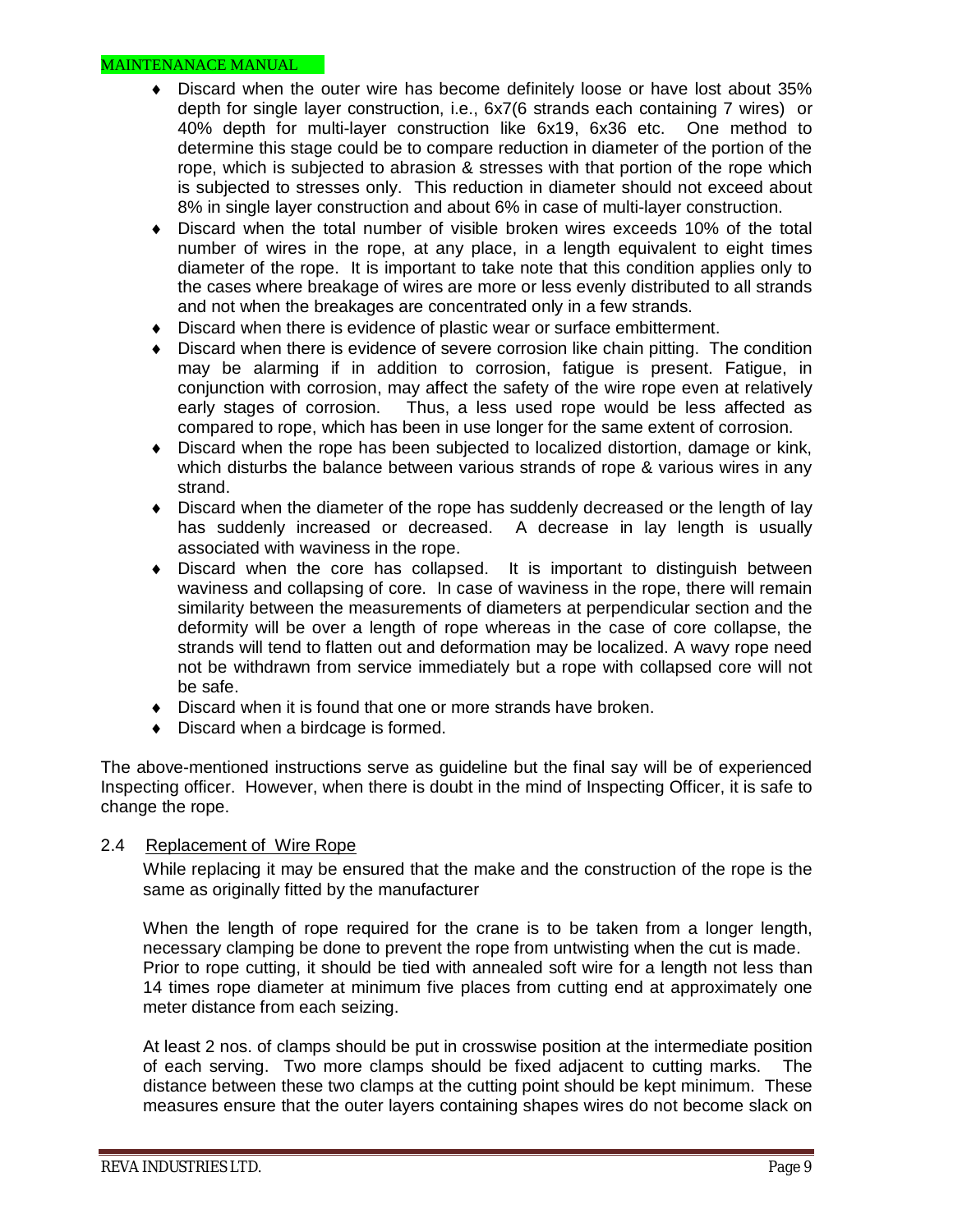- Discard when the outer wire has become definitely loose or have lost about 35% depth for single layer construction, i.e., 6x7(6 strands each containing 7 wires) or 40% depth for multi-layer construction like 6x19, 6x36 etc. One method to determine this stage could be to compare reduction in diameter of the portion of the rope, which is subjected to abrasion & stresses with that portion of the rope which is subjected to stresses only. This reduction in diameter should not exceed about 8% in single layer construction and about 6% in case of multi-layer construction.
- Discard when the total number of visible broken wires exceeds 10% of the total number of wires in the rope, at any place, in a length equivalent to eight times diameter of the rope. It is important to take note that this condition applies only to the cases where breakage of wires are more or less evenly distributed to all strands and not when the breakages are concentrated only in a few strands.
- Discard when there is evidence of plastic wear or surface embitterment.
- Discard when there is evidence of severe corrosion like chain pitting. The condition may be alarming if in addition to corrosion, fatigue is present. Fatigue, in conjunction with corrosion, may affect the safety of the wire rope even at relatively early stages of corrosion. Thus, a less used rope would be less affected as compared to rope, which has been in use longer for the same extent of corrosion.
- Discard when the rope has been subjected to localized distortion, damage or kink, which disturbs the balance between various strands of rope & various wires in any strand.
- Discard when the diameter of the rope has suddenly decreased or the length of lay has suddenly increased or decreased. A decrease in lay length is usually associated with waviness in the rope.
- Discard when the core has collapsed. It is important to distinguish between waviness and collapsing of core. In case of waviness in the rope, there will remain similarity between the measurements of diameters at perpendicular section and the deformity will be over a length of rope whereas in the case of core collapse, the strands will tend to flatten out and deformation may be localized. A wavy rope need not be withdrawn from service immediately but a rope with collapsed core will not be safe.
- Discard when it is found that one or more strands have broken.
- Discard when a birdcage is formed.

The above-mentioned instructions serve as guideline but the final say will be of experienced Inspecting officer. However, when there is doubt in the mind of Inspecting Officer, it is safe to change the rope.

## 2.4 Replacement of Wire Rope

While replacing it may be ensured that the make and the construction of the rope is the same as originally fitted by the manufacturer

When the length of rope required for the crane is to be taken from a longer length, necessary clamping be done to prevent the rope from untwisting when the cut is made. Prior to rope cutting, it should be tied with annealed soft wire for a length not less than 14 times rope diameter at minimum five places from cutting end at approximately one meter distance from each seizing.

At least 2 nos. of clamps should be put in crosswise position at the intermediate position of each serving. Two more clamps should be fixed adjacent to cutting marks. The distance between these two clamps at the cutting point should be kept minimum. These measures ensure that the outer layers containing shapes wires do not become slack on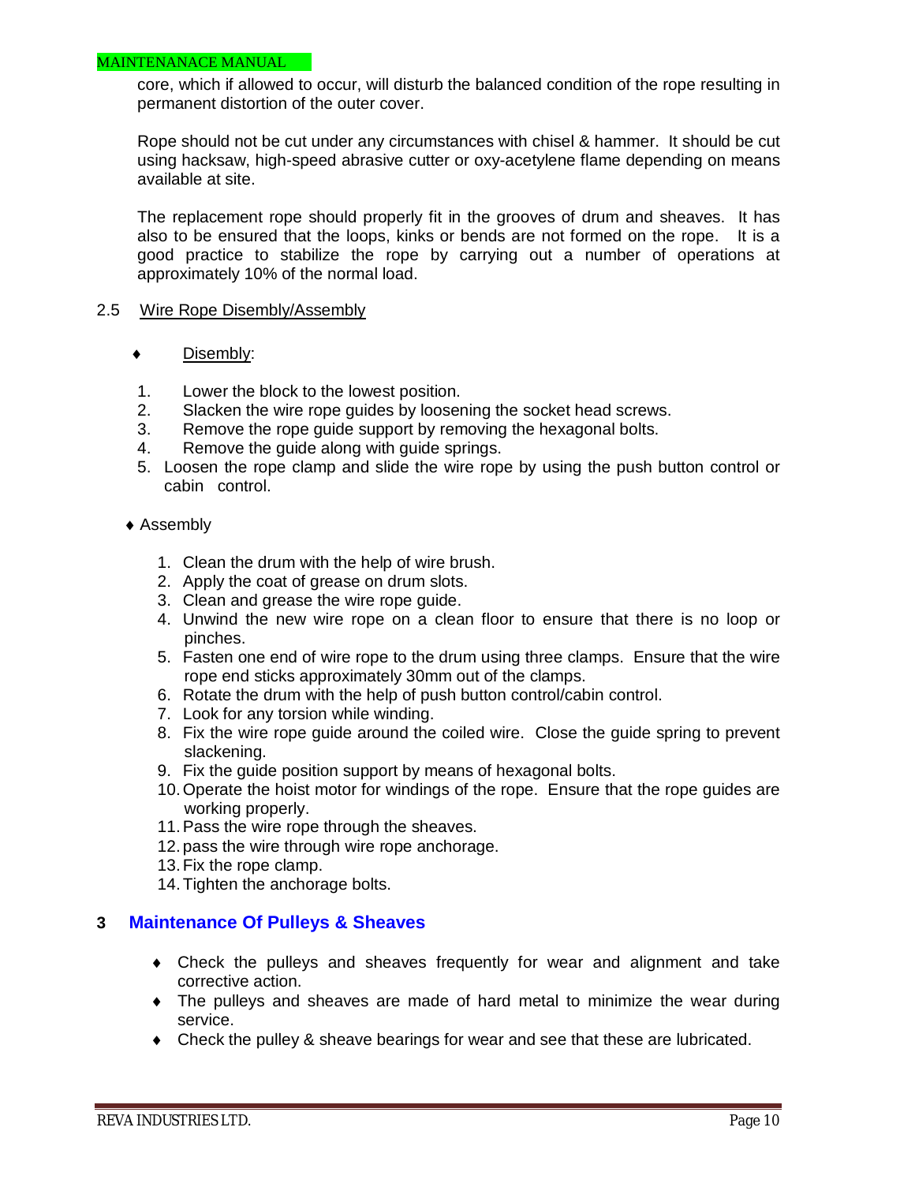core, which if allowed to occur, will disturb the balanced condition of the rope resulting in permanent distortion of the outer cover.

Rope should not be cut under any circumstances with chisel & hammer. It should be cut using hacksaw, high-speed abrasive cutter or oxy-acetylene flame depending on means available at site.

The replacement rope should properly fit in the grooves of drum and sheaves. It has also to be ensured that the loops, kinks or bends are not formed on the rope. It is a good practice to stabilize the rope by carrying out a number of operations at approximately 10% of the normal load.

### 2.5 Wire Rope Disembly/Assembly

- Disembly:

1. Lower the block to the lowest position.
2. Slacken the wire rope guides by loosening the socket head screws.
3. Remove the rope guide support by removing the hexagonal bolts.
4. Remove the guide along with guide springs.
5. Loosen the rope clamp and slide the wire rope by using the push button control or cabin control.

- Assembly

1. Clean the drum with the help of wire brush.
2. Apply the coat of grease on drum slots.
3. Clean and grease the wire rope guide.
4. Unwind the new wire rope on a clean floor to ensure that there is no loop or pinches.
5. Fasten one end of wire rope to the drum using three clamps. Ensure that the wire rope end sticks approximately 30mm out of the clamps.
6. Rotate the drum with the help of push button control/cabin control.
7. Look for any torsion while winding.
8. Fix the wire rope guide around the coiled wire. Close the guide spring to prevent slackening.
9. Fix the guide position support by means of hexagonal bolts.
10. Operate the hoist motor for windings of the rope. Ensure that the rope guides are working properly.
11. Pass the wire rope through the sheaves.
12. pass the wire through wire rope anchorage.
13. Fix the rope clamp.
14. Tighten the anchorage bolts.

## 3 Maintenance Of Pulleys & Sheaves

- Check the pulleys and sheaves frequently for wear and alignment and take corrective action.
- The pulleys and sheaves are made of hard metal to minimize the wear during service.
- Check the pulley & sheave bearings for wear and see that these are lubricated.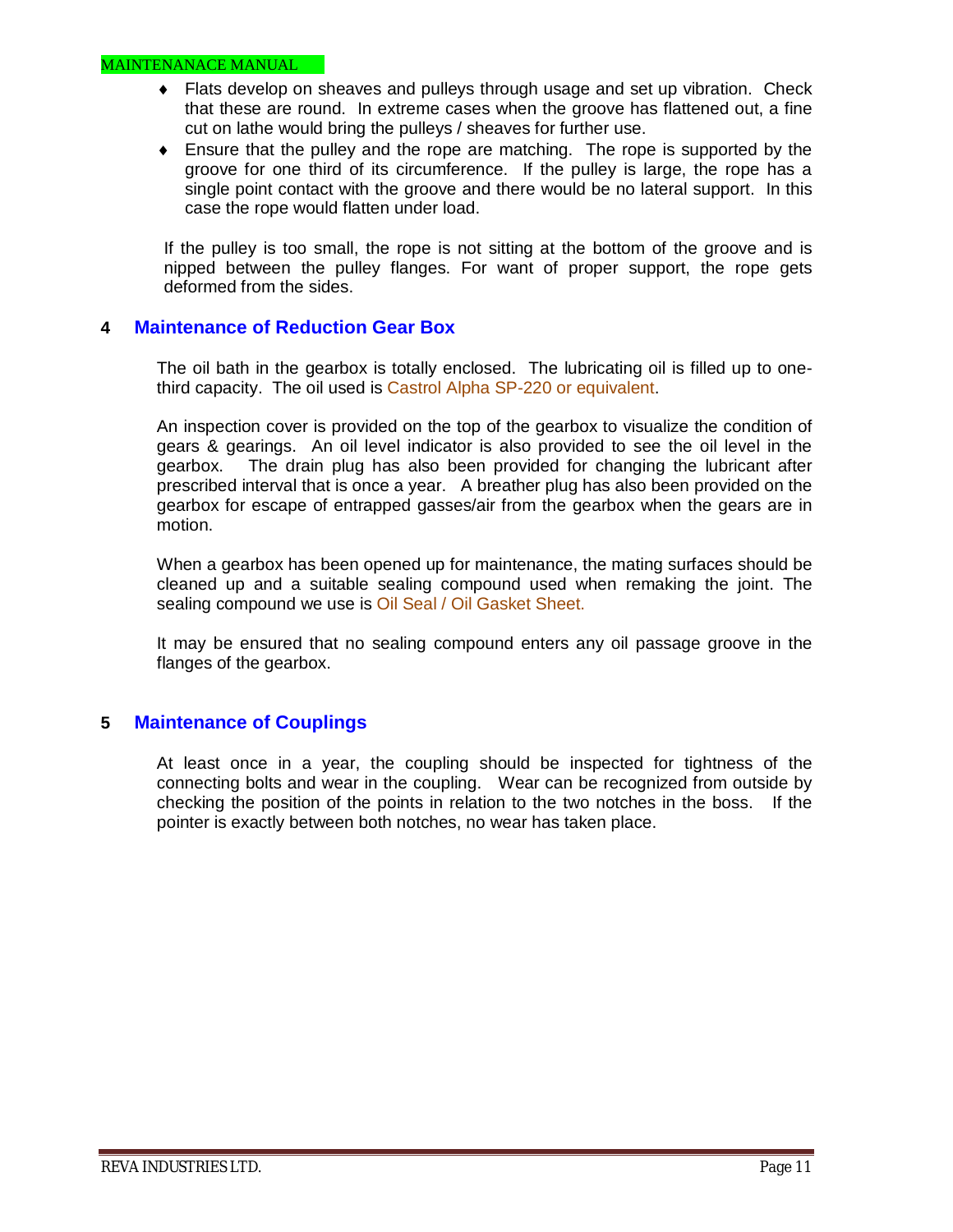- Flats develop on sheaves and pulleys through usage and set up vibration. Check that these are round. In extreme cases when the groove has flattened out, a fine cut on lathe would bring the pulleys / sheaves for further use.
- Ensure that the pulley and the rope are matching. The rope is supported by the groove for one third of its circumference. If the pulley is large, the rope has a single point contact with the groove and there would be no lateral support. In this case the rope would flatten under load.

If the pulley is too small, the rope is not sitting at the bottom of the groove and is nipped between the pulley flanges. For want of proper support, the rope gets deformed from the sides.

## 4 Maintenance of Reduction Gear Box

The oil bath in the gearbox is totally enclosed. The lubricating oil is filled up to one-third capacity. The oil used is Castrol Alpha SP-220 or equivalent.

An inspection cover is provided on the top of the gearbox to visualize the condition of gears & gearings. An oil level indicator is also provided to see the oil level in the gearbox. The drain plug has also been provided for changing the lubricant after prescribed interval that is once a year. A breather plug has also been provided on the gearbox for escape of entrapped gasses/air from the gearbox when the gears are in motion.

When a gearbox has been opened up for maintenance, the mating surfaces should be cleaned up and a suitable sealing compound used when remaking the joint. The sealing compound we use is Oil Seal / Oil Gasket Sheet.

It may be ensured that no sealing compound enters any oil passage groove in the flanges of the gearbox.

## 5 Maintenance of Couplings

At least once in a year, the coupling should be inspected for tightness of the connecting bolts and wear in the coupling. Wear can be recognized from outside by checking the position of the points in relation to the two notches in the boss. If the pointer is exactly between both notches, no wear has taken place.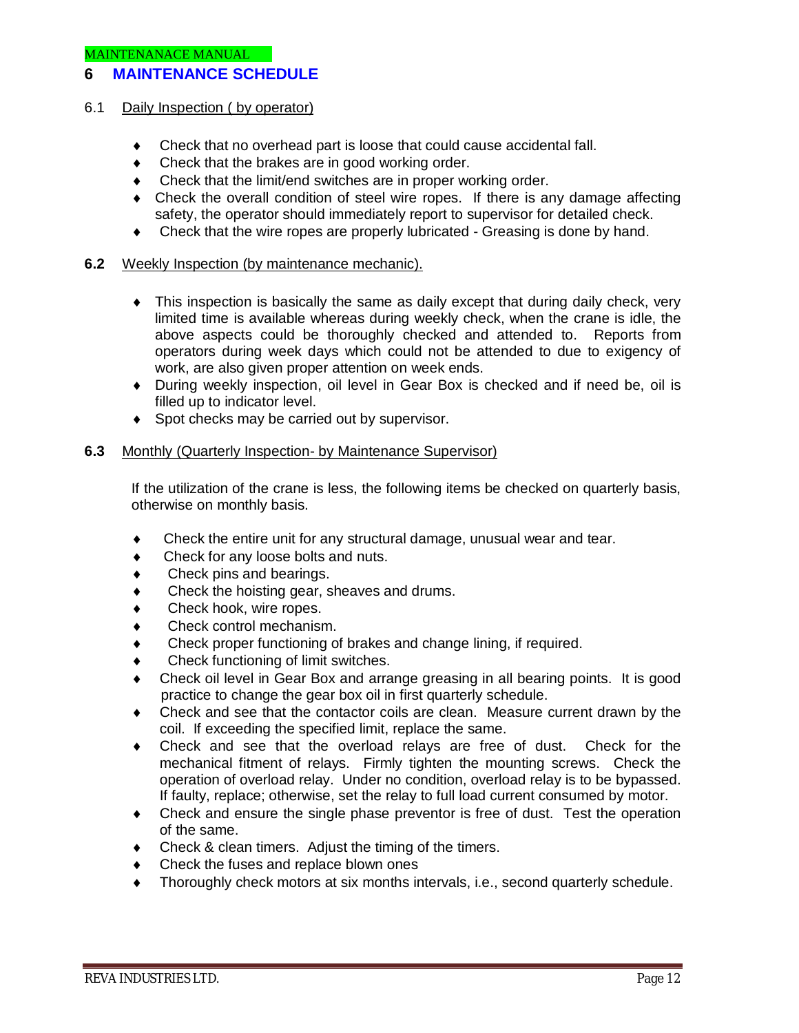# 6 MAINTENANCE SCHEDULE

## 6.1 Daily Inspection ( by operator)

- Check that no overhead part is loose that could cause accidental fall.
- Check that the brakes are in good working order.
- Check that the limit/end switches are in proper working order.
- Check the overall condition of steel wire ropes. If there is any damage affecting safety, the operator should immediately report to supervisor for detailed check.
- Check that the wire ropes are properly lubricated - Greasing is done by hand.

## 6.2 Weekly Inspection (by maintenance mechanic).

- This inspection is basically the same as daily except that during daily check, very limited time is available whereas during weekly check, when the crane is idle, the above aspects could be thoroughly checked and attended to. Reports from operators during week days which could not be attended to due to exigency of work, are also given proper attention on week ends.
- During weekly inspection, oil level in Gear Box is checked and if need be, oil is filled up to indicator level.
- Spot checks may be carried out by supervisor.

## 6.3 Monthly (Quarterly Inspection- by Maintenance Supervisor)

If the utilization of the crane is less, the following items be checked on quarterly basis, otherwise on monthly basis.

- Check the entire unit for any structural damage, unusual wear and tear.
- Check for any loose bolts and nuts.
- Check pins and bearings.
- Check the hoisting gear, sheaves and drums.
- Check hook, wire ropes.
- Check control mechanism.
- Check proper functioning of brakes and change lining, if required.
- Check functioning of limit switches.
- Check oil level in Gear Box and arrange greasing in all bearing points. It is good practice to change the gear box oil in first quarterly schedule.
- Check and see that the contactor coils are clean. Measure current drawn by the coil. If exceeding the specified limit, replace the same.
- Check and see that the overload relays are free of dust. Check for the mechanical fitment of relays. Firmly tighten the mounting screws. Check the operation of overload relay. Under no condition, overload relay is to be bypassed. If faulty, replace; otherwise, set the relay to full load current consumed by motor.
- Check and ensure the single phase preventor is free of dust. Test the operation of the same.
- Check & clean timers. Adjust the timing of the timers.
- Check the fuses and replace blown ones
- Thoroughly check motors at six months intervals, i.e., second quarterly schedule.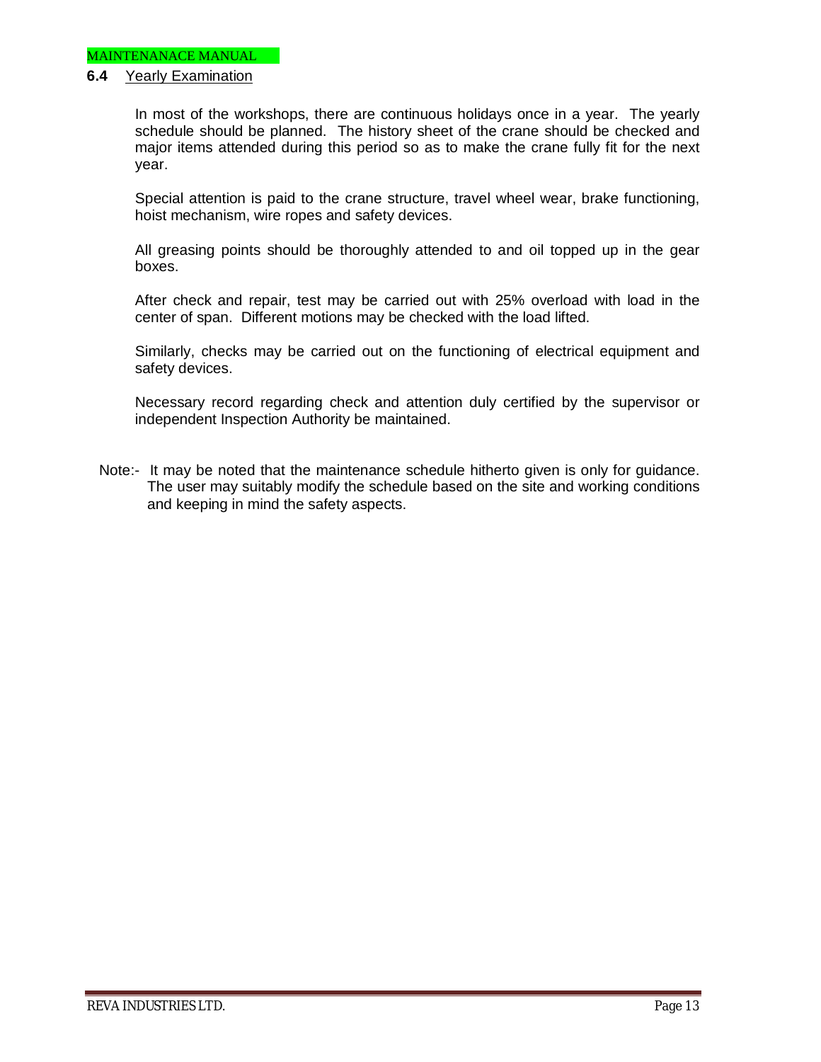## 6.4 Yearly Examination

In most of the workshops, there are continuous holidays once in a year. The yearly schedule should be planned. The history sheet of the crane should be checked and major items attended during this period so as to make the crane fully fit for the next year.

Special attention is paid to the crane structure, travel wheel wear, brake functioning, hoist mechanism, wire ropes and safety devices.

All greasing points should be thoroughly attended to and oil topped up in the gear boxes.

After check and repair, test may be carried out with 25% overload with load in the center of span. Different motions may be checked with the load lifted.

Similarly, checks may be carried out on the functioning of electrical equipment and safety devices.

Necessary record regarding check and attention duly certified by the supervisor or independent Inspection Authority be maintained.

Note:- It may be noted that the maintenance schedule hitherto given is only for guidance. The user may suitably modify the schedule based on the site and working conditions and keeping in mind the safety aspects.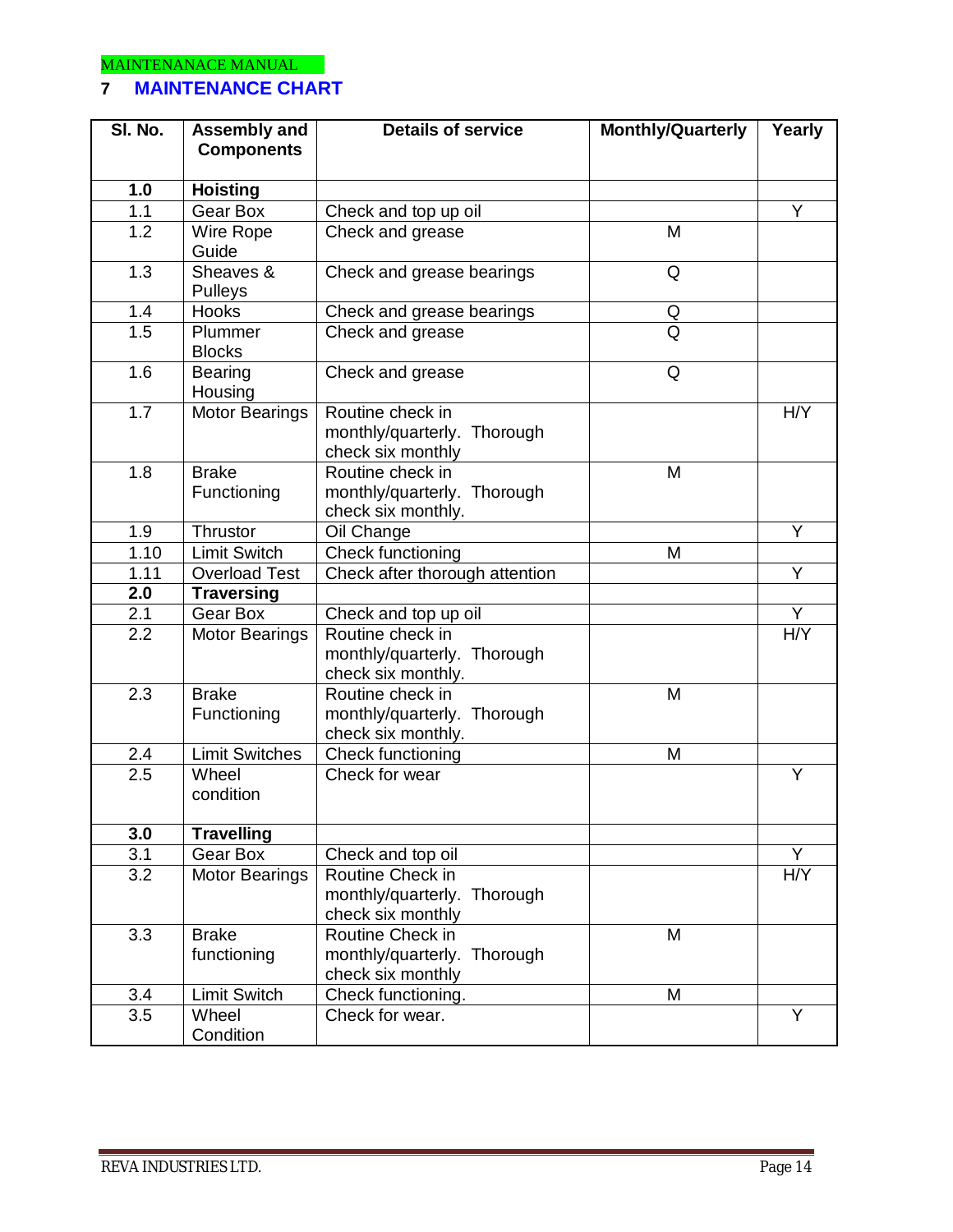# 7 MAINTENANCE CHART

| Sl. No. | Assembly and Components | Details of service | Monthly/Quarterly | Yearly |
|---|---|---|---|---|
| **1.0** | **Hoisting** | | | |
| 1.1 | Gear Box | Check and top up oil | | Y |
| 1.2 | Wire Rope Guide | Check and grease | M | |
| 1.3 | Sheaves & Pulleys | Check and grease bearings | Q | |
| 1.4 | Hooks | Check and grease bearings | Q | |
| 1.5 | Plummer Blocks | Check and grease | Q | |
| 1.6 | Bearing Housing | Check and grease | Q | |
| 1.7 | Motor Bearings | Routine check in monthly/quarterly. Thorough check six monthly | | H/Y |
| 1.8 | Brake Functioning | Routine check in monthly/quarterly. Thorough check six monthly. | M | |
| 1.9 | Thrustor | Oil Change | | Y |
| 1.10 | Limit Switch | Check functioning | M | |
| 1.11 | Overload Test | Check after thorough attention | | Y |
| **2.0** | **Traversing** | | | |
| 2.1 | Gear Box | Check and top up oil | | Y |
| 2.2 | Motor Bearings | Routine check in monthly/quarterly. Thorough check six monthly. | | H/Y |
| 2.3 | Brake Functioning | Routine check in monthly/quarterly. Thorough check six monthly. | M | |
| 2.4 | Limit Switches | Check functioning | M | |
| 2.5 | Wheel condition | Check for wear | | Y |
| **3.0** | **Travelling** | | | |
| 3.1 | Gear Box | Check and top oil | | Y |
| 3.2 | Motor Bearings | Routine Check in monthly/quarterly. Thorough check six monthly | | H/Y |
| 3.3 | Brake functioning | Routine Check in monthly/quarterly. Thorough check six monthly | M | |
| 3.4 | Limit Switch | Check functioning. | M | |
| 3.5 | Wheel Condition | Check for wear. | | Y |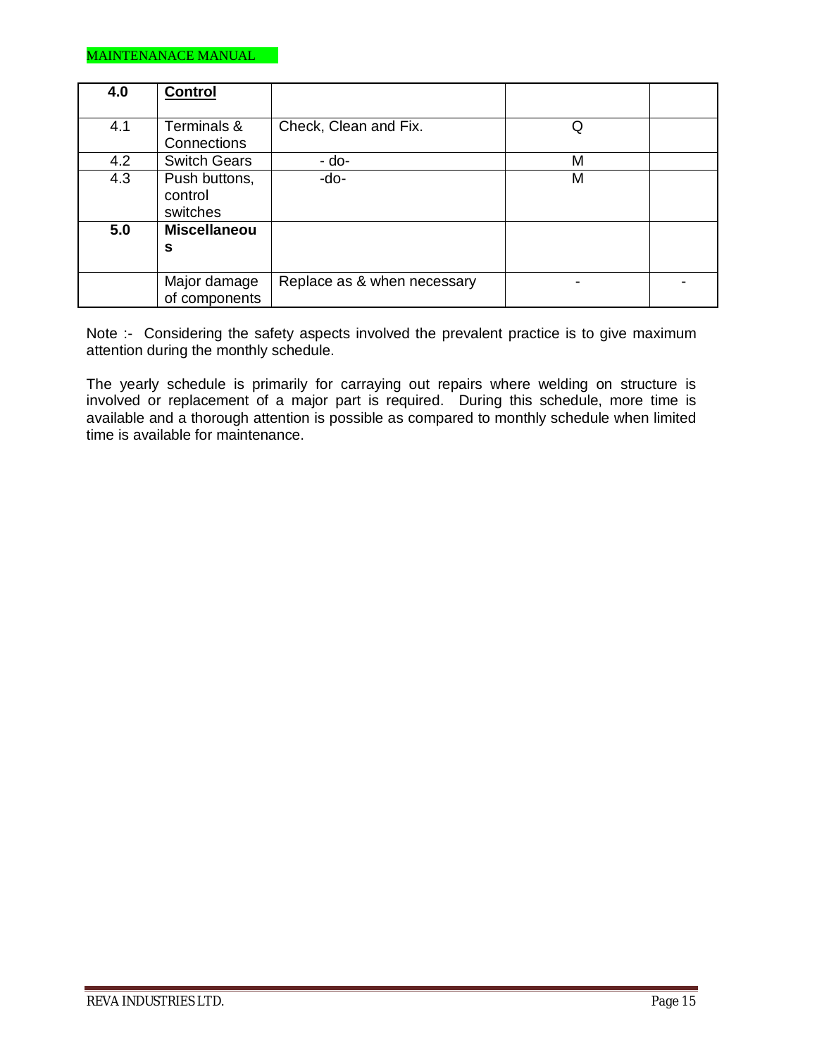| **4.0** | **Control** | | | |
|---|---|---|---|---|
| 4.1 | Terminals & Connections | Check, Clean and Fix. | Q | |
| 4.2 | Switch Gears | - do- | M | |
| 4.3 | Push buttons, control switches | -do- | M | |
| **5.0** | **Miscellaneous** | | | |
| | Major damage of components | Replace as & when necessary | - | - |

Note :- Considering the safety aspects involved the prevalent practice is to give maximum attention during the monthly schedule.

The yearly schedule is primarily for carraying out repairs where welding on structure is involved or replacement of a major part is required. During this schedule, more time is available and a thorough attention is possible as compared to monthly schedule when limited time is available for maintenance.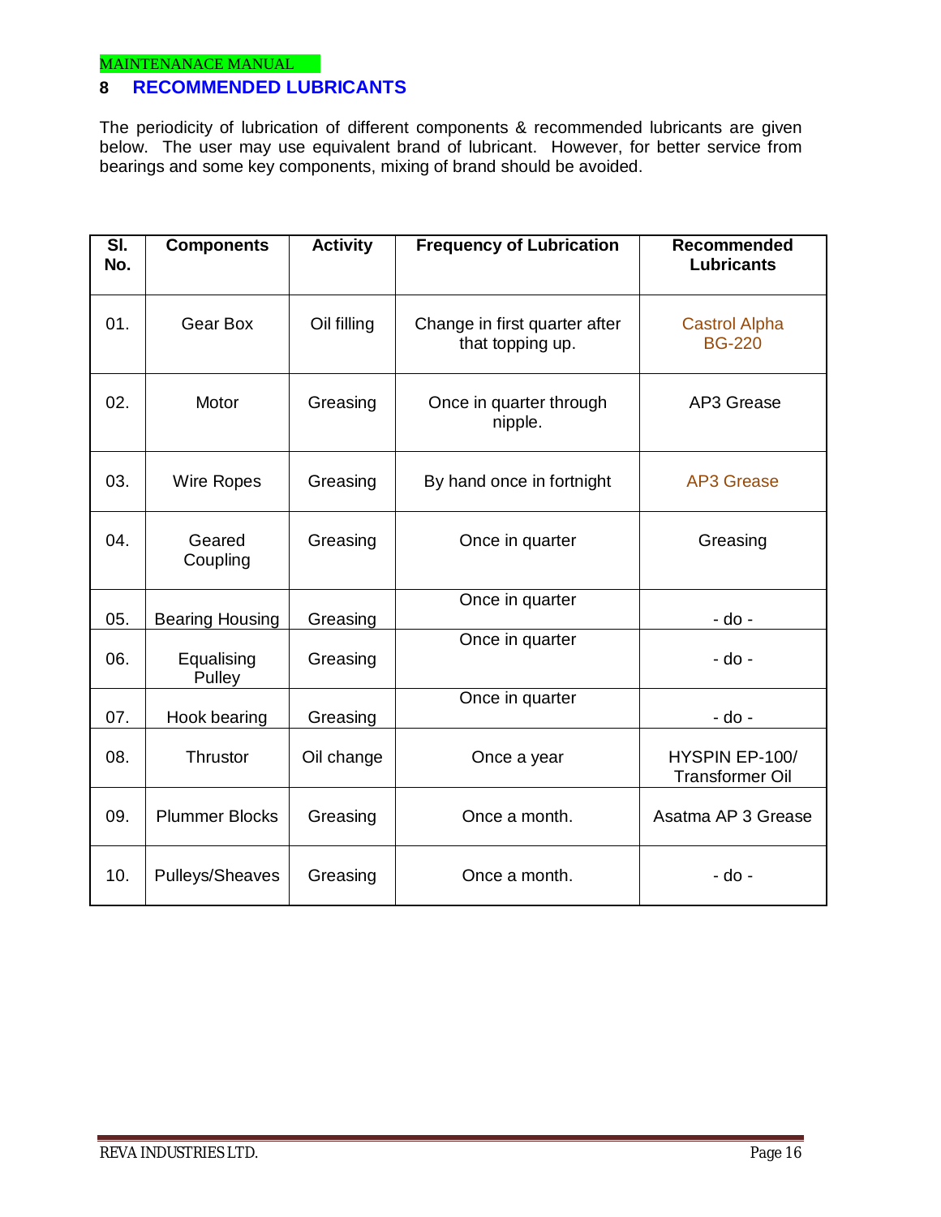## 8 RECOMMENDED LUBRICANTS

The periodicity of lubrication of different components & recommended lubricants are given below. The user may use equivalent brand of lubricant. However, for better service from bearings and some key components, mixing of brand should be avoided.

| Sl. No. | Components | Activity | Frequency of Lubrication | Recommended Lubricants |
|---|---|---|---|---|
| 01. | Gear Box | Oil filling | Change in first quarter after that topping up. | Castrol Alpha BG-220 |
| 02. | Motor | Greasing | Once in quarter through nipple. | AP3 Grease |
| 03. | Wire Ropes | Greasing | By hand once in fortnight | AP3 Grease |
| 04. | Geared Coupling | Greasing | Once in quarter | Greasing |
| 05. | Bearing Housing | Greasing | Once in quarter | - do - |
| 06. | Equalising Pulley | Greasing | Once in quarter | - do - |
| 07. | Hook bearing | Greasing | Once in quarter | - do - |
| 08. | Thrustor | Oil change | Once a year | HYSPIN EP-100/ Transformer Oil |
| 09. | Plummer Blocks | Greasing | Once a month. | Asatma AP 3 Grease |
| 10. | Pulleys/Sheaves | Greasing | Once a month. | - do - |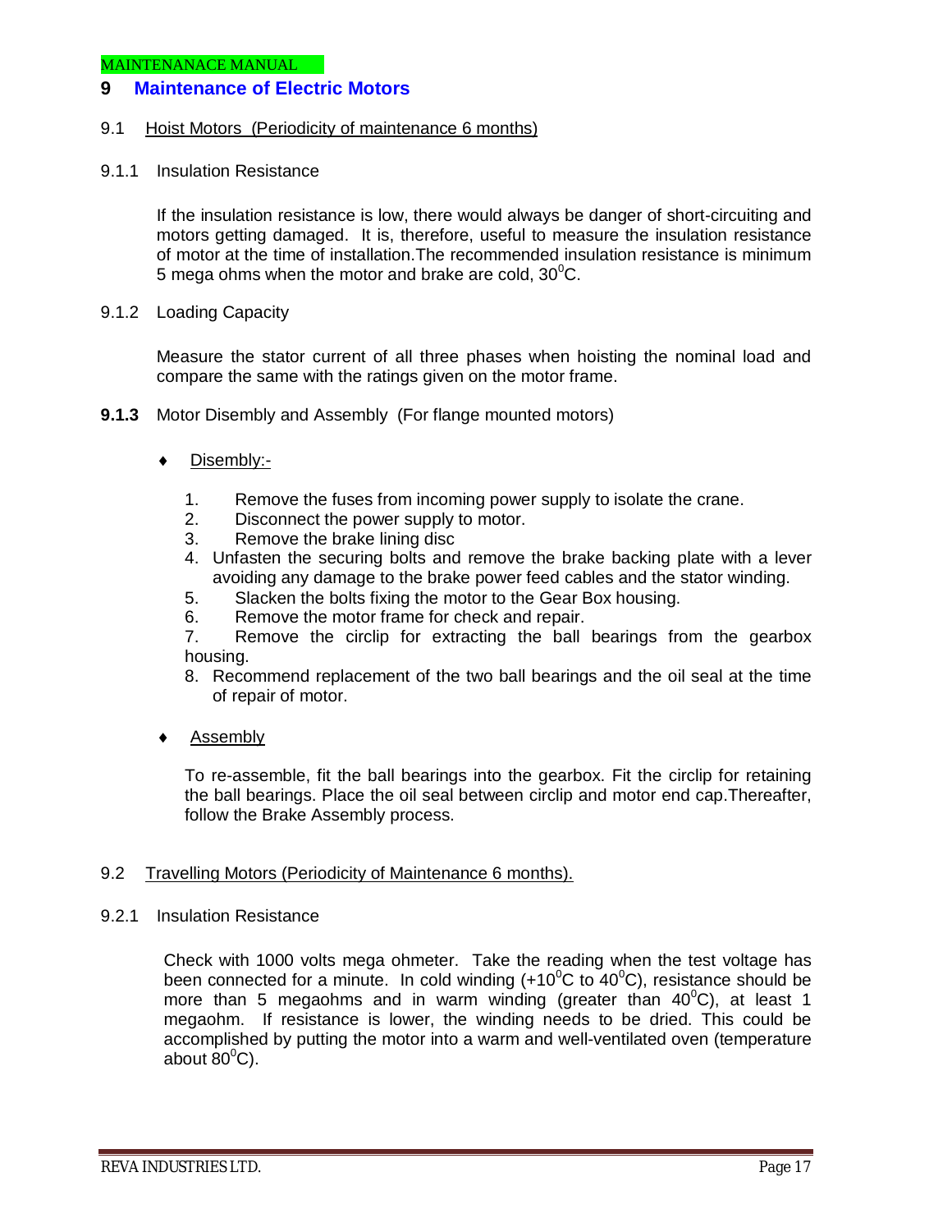# 9 Maintenance of Electric Motors

## 9.1 Hoist Motors (Periodicity of maintenance 6 months)

### 9.1.1 Insulation Resistance

If the insulation resistance is low, there would always be danger of short-circuiting and motors getting damaged. It is, therefore, useful to measure the insulation resistance of motor at the time of installation.The recommended insulation resistance is minimum 5 mega ohms when the motor and brake are cold, $30^0$C.

### 9.1.2 Loading Capacity

Measure the stator current of all three phases when hoisting the nominal load and compare the same with the ratings given on the motor frame.

### 9.1.3 Motor Disembly and Assembly (For flange mounted motors)

- Disembly:-

1. Remove the fuses from incoming power supply to isolate the crane.
2. Disconnect the power supply to motor.
3. Remove the brake lining disc
4. Unfasten the securing bolts and remove the brake backing plate with a lever avoiding any damage to the brake power feed cables and the stator winding.
5. Slacken the bolts fixing the motor to the Gear Box housing.
6. Remove the motor frame for check and repair.
7. Remove the circlip for extracting the ball bearings from the gearbox housing.
8. Recommend replacement of the two ball bearings and the oil seal at the time of repair of motor.

- Assembly

To re-assemble, fit the ball bearings into the gearbox. Fit the circlip for retaining the ball bearings. Place the oil seal between circlip and motor end cap.Thereafter, follow the Brake Assembly process.

## 9.2 Travelling Motors (Periodicity of Maintenance 6 months).

### 9.2.1 Insulation Resistance

Check with 1000 volts mega ohmeter. Take the reading when the test voltage has been connected for a minute. In cold winding (+$10^0$C to $40^0$C), resistance should be more than 5 megaohms and in warm winding (greater than $40^0$C), at least 1 megaohm. If resistance is lower, the winding needs to be dried. This could be accomplished by putting the motor into a warm and well-ventilated oven (temperature about $80^0$C).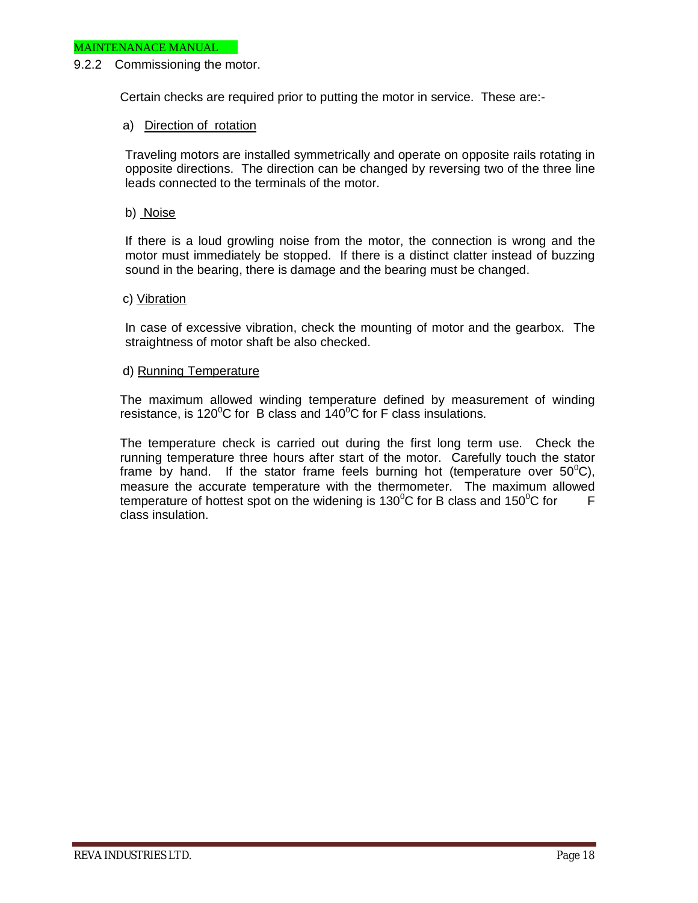### 9.2.2 Commissioning the motor.

Certain checks are required prior to putting the motor in service. These are:-

a) Direction of rotation

Traveling motors are installed symmetrically and operate on opposite rails rotating in opposite directions. The direction can be changed by reversing two of the three line leads connected to the terminals of the motor.

b) Noise

If there is a loud growling noise from the motor, the connection is wrong and the motor must immediately be stopped. If there is a distinct clatter instead of buzzing sound in the bearing, there is damage and the bearing must be changed.

c) Vibration

In case of excessive vibration, check the mounting of motor and the gearbox. The straightness of motor shaft be also checked.

d) Running Temperature

The maximum allowed winding temperature defined by measurement of winding resistance, is $120^0$C for B class and $140^0$C for F class insulations.

The temperature check is carried out during the first long term use. Check the running temperature three hours after start of the motor. Carefully touch the stator frame by hand. If the stator frame feels burning hot (temperature over $50^0$C), measure the accurate temperature with the thermometer. The maximum allowed temperature of hottest spot on the widening is $130^0$C for B class and $150^0$C for F class insulation.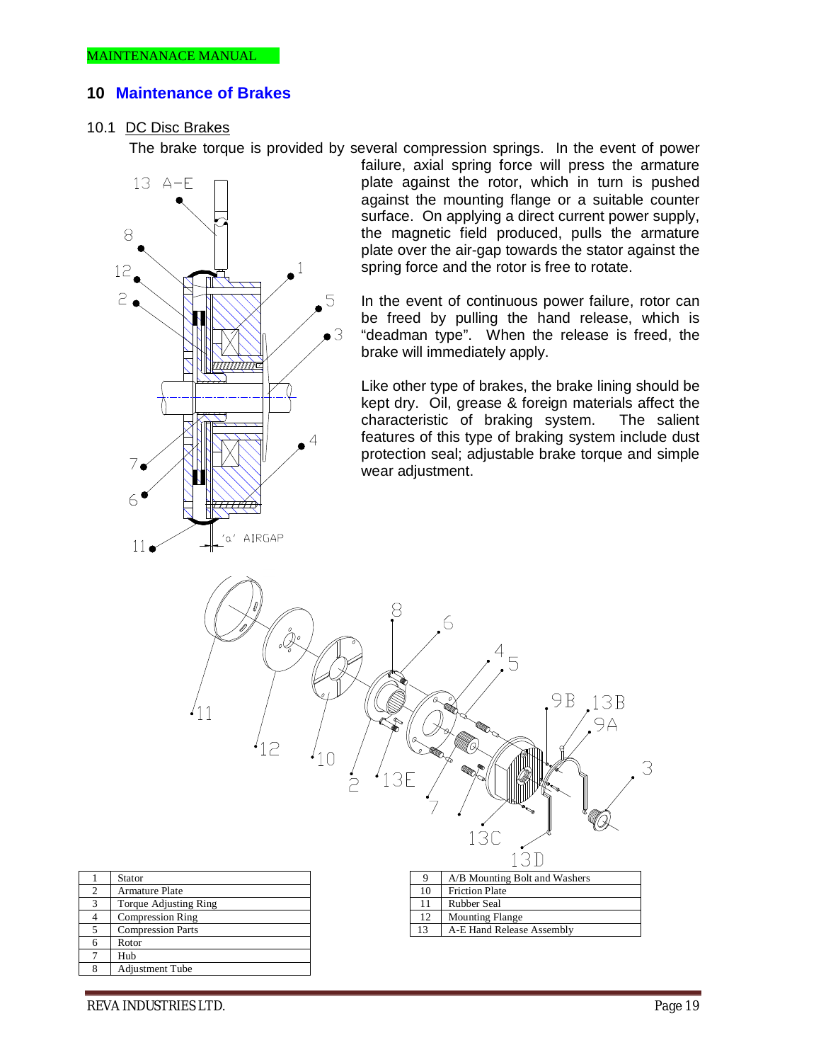## 10 Maintenance of Brakes

### 10.1 DC Disc Brakes

The brake torque is provided by several compression springs. In the event of power failure, axial spring force will press the armature plate against the rotor, which in turn is pushed against the mounting flange or a suitable counter surface. On applying a direct current power supply, the magnetic field produced, pulls the armature plate over the air-gap towards the stator against the spring force and the rotor is free to rotate.

In the event of continuous power failure, rotor can be freed by pulling the hand release, which is "deadman type". When the release is freed, the brake will immediately apply.

Like other type of brakes, the brake lining should be kept dry. Oil, grease & foreign materials affect the characteristic of braking system. The salient features of this type of braking system include dust protection seal; adjustable brake torque and simple wear adjustment.

| | |
|---|---|
| 1 | Stator |
| 2 | Armature Plate |
| 3 | Torque Adjusting Ring |
| 4 | Compression Ring |
| 5 | Compression Parts |
| 6 | Rotor |
| 7 | Hub |
| 8 | Adjustment Tube |

| | |
|---|---|
| 9 | A/B Mounting Bolt and Washers |
| 10 | Friction Plate |
| 11 | Rubber Seal |
| 12 | Mounting Flange |
| 13 | A-E Hand Release Assembly |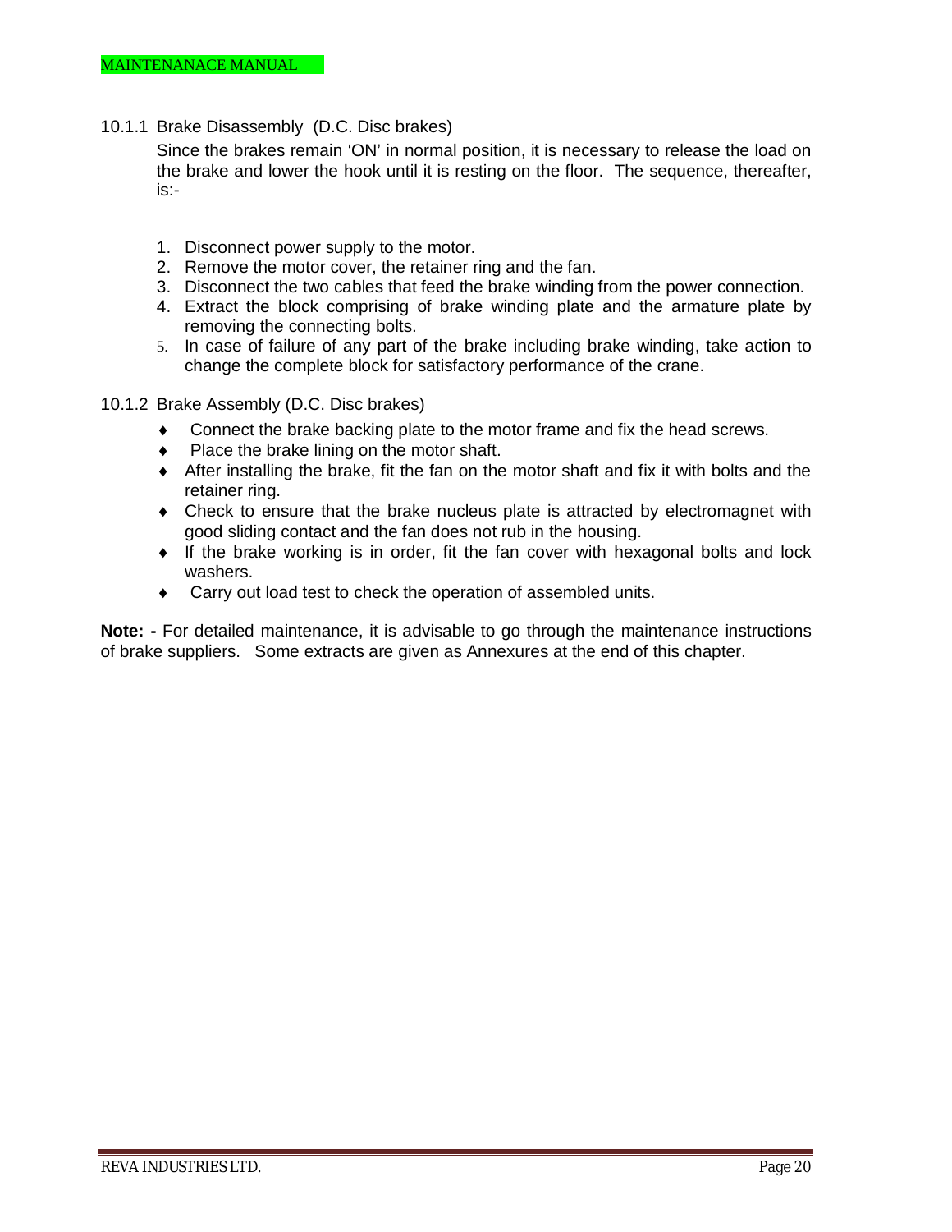### 10.1.1 Brake Disassembly (D.C. Disc brakes)

Since the brakes remain 'ON' in normal position, it is necessary to release the load on the brake and lower the hook until it is resting on the floor. The sequence, thereafter, is:-

1. Disconnect power supply to the motor.
2. Remove the motor cover, the retainer ring and the fan.
3. Disconnect the two cables that feed the brake winding from the power connection.
4. Extract the block comprising of brake winding plate and the armature plate by removing the connecting bolts.
5. In case of failure of any part of the brake including brake winding, take action to change the complete block for satisfactory performance of the crane.

### 10.1.2 Brake Assembly (D.C. Disc brakes)

- Connect the brake backing plate to the motor frame and fix the head screws.
- Place the brake lining on the motor shaft.
- After installing the brake, fit the fan on the motor shaft and fix it with bolts and the retainer ring.
- Check to ensure that the brake nucleus plate is attracted by electromagnet with good sliding contact and the fan does not rub in the housing.
- If the brake working is in order, fit the fan cover with hexagonal bolts and lock washers.
- Carry out load test to check the operation of assembled units.

**Note: -** For detailed maintenance, it is advisable to go through the maintenance instructions of brake suppliers. Some extracts are given as Annexures at the end of this chapter.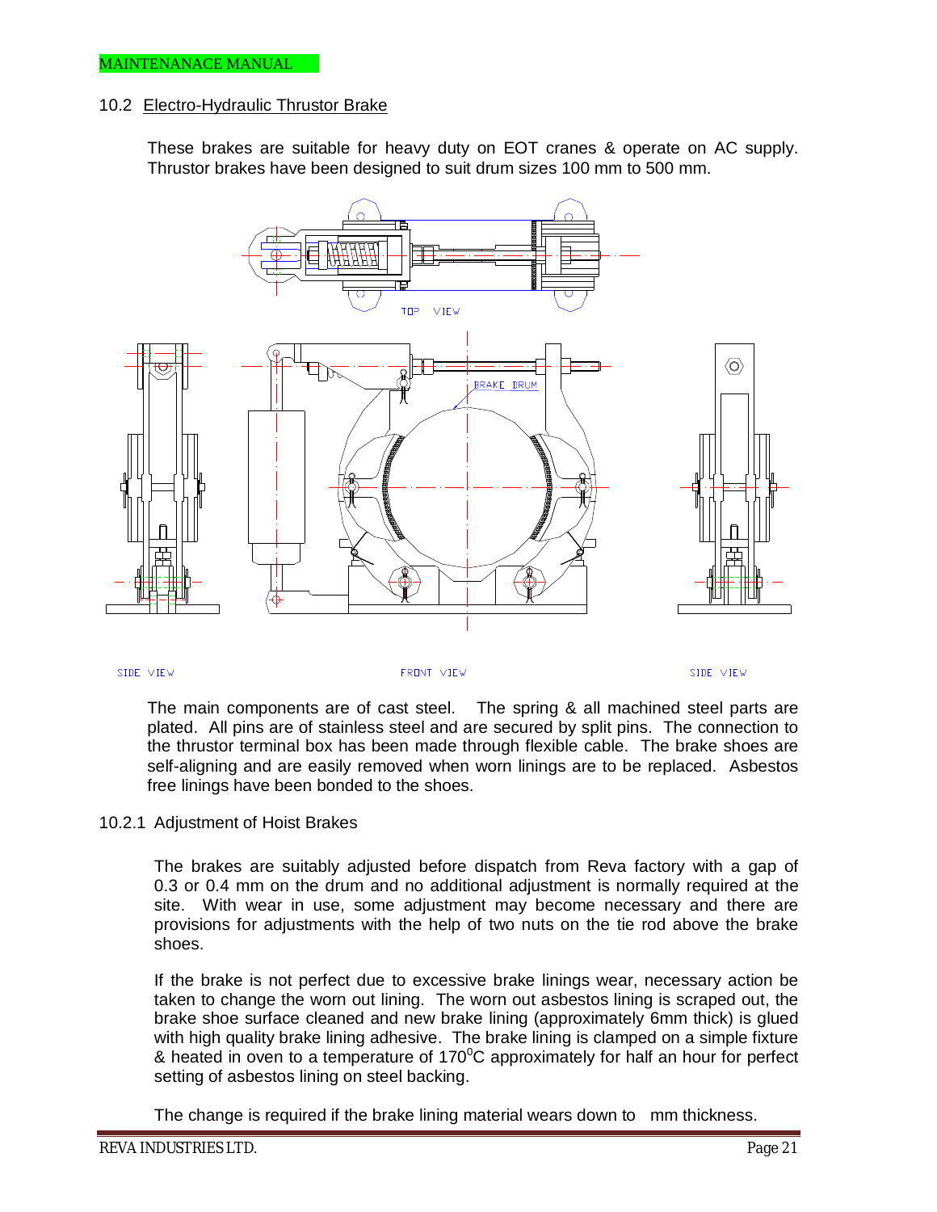## 10.2 Electro-Hydraulic Thrustor Brake

These brakes are suitable for heavy duty on EOT cranes & operate on AC supply. Thrustor brakes have been designed to suit drum sizes 100 mm to 500 mm.

TOP VIEW

BRAKE DRUM

SIDE VIEW FRONT VIEW SIDE VIEW

The main components are of cast steel. The spring & all machined steel parts are plated. All pins are of stainless steel and are secured by split pins. The connection to the thrustor terminal box has been made through flexible cable. The brake shoes are self-aligning and are easily removed when worn linings are to be replaced. Asbestos free linings have been bonded to the shoes.

### 10.2.1 Adjustment of Hoist Brakes

The brakes are suitably adjusted before dispatch from Reva factory with a gap of 0.3 or 0.4 mm on the drum and no additional adjustment is normally required at the site. With wear in use, some adjustment may become necessary and there are provisions for adjustments with the help of two nuts on the tie rod above the brake shoes.

If the brake is not perfect due to excessive brake linings wear, necessary action be taken to change the worn out lining. The worn out asbestos lining is scraped out, the brake shoe surface cleaned and new brake lining (approximately 6mm thick) is glued with high quality brake lining adhesive. The brake lining is clamped on a simple fixture & heated in oven to a temperature of $170^0$C approximately for half an hour for perfect setting of asbestos lining on steel backing.

The change is required if the brake lining material wears down to mm thickness.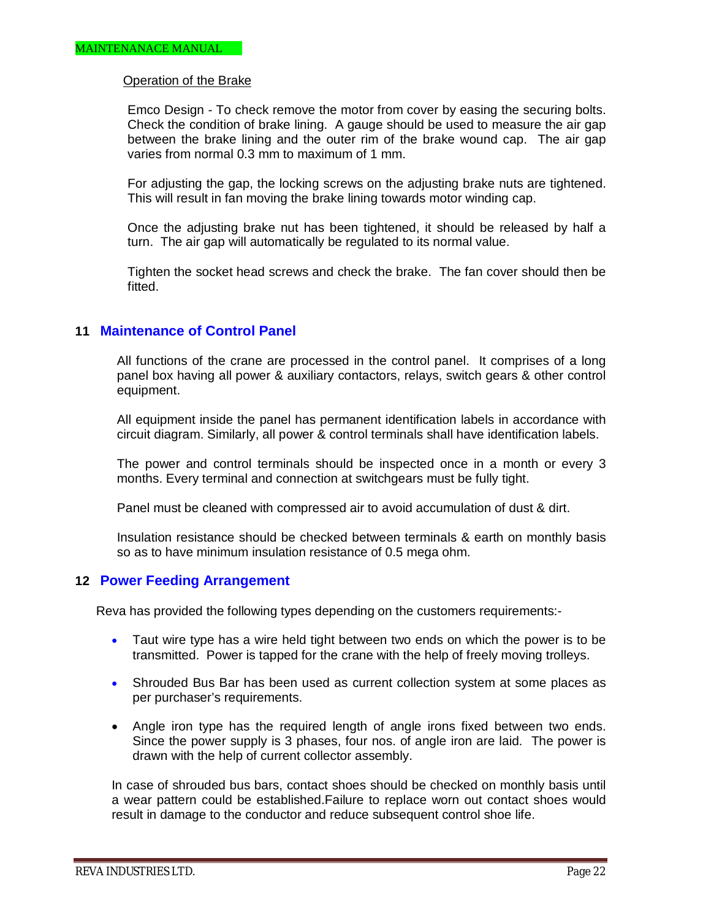Operation of the Brake

Emco Design - To check remove the motor from cover by easing the securing bolts. Check the condition of brake lining. A gauge should be used to measure the air gap between the brake lining and the outer rim of the brake wound cap. The air gap varies from normal 0.3 mm to maximum of 1 mm.

For adjusting the gap, the locking screws on the adjusting brake nuts are tightened. This will result in fan moving the brake lining towards motor winding cap.

Once the adjusting brake nut has been tightened, it should be released by half a turn. The air gap will automatically be regulated to its normal value.

Tighten the socket head screws and check the brake. The fan cover should then be fitted.

## 11 Maintenance of Control Panel

All functions of the crane are processed in the control panel. It comprises of a long panel box having all power & auxiliary contactors, relays, switch gears & other control equipment.

All equipment inside the panel has permanent identification labels in accordance with circuit diagram. Similarly, all power & control terminals shall have identification labels.

The power and control terminals should be inspected once in a month or every 3 months. Every terminal and connection at switchgears must be fully tight.

Panel must be cleaned with compressed air to avoid accumulation of dust & dirt.

Insulation resistance should be checked between terminals & earth on monthly basis so as to have minimum insulation resistance of 0.5 mega ohm.

## 12 Power Feeding Arrangement

Reva has provided the following types depending on the customers requirements:-

- Taut wire type has a wire held tight between two ends on which the power is to be transmitted. Power is tapped for the crane with the help of freely moving trolleys.
- Shrouded Bus Bar has been used as current collection system at some places as per purchaser's requirements.
- Angle iron type has the required length of angle irons fixed between two ends. Since the power supply is 3 phases, four nos. of angle iron are laid. The power is drawn with the help of current collector assembly.

In case of shrouded bus bars, contact shoes should be checked on monthly basis until a wear pattern could be established.Failure to replace worn out contact shoes would result in damage to the conductor and reduce subsequent control shoe life.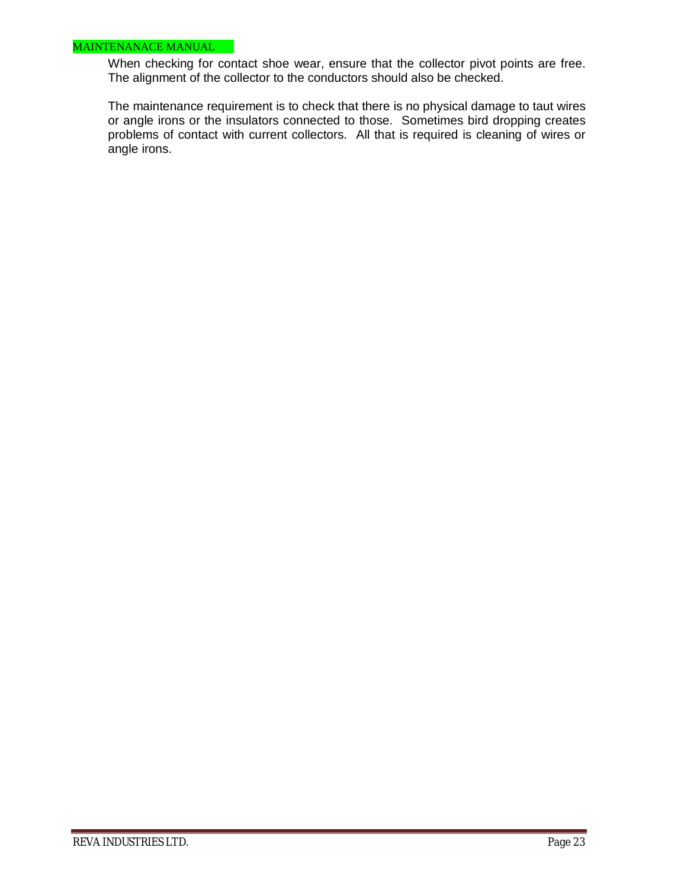When checking for contact shoe wear, ensure that the collector pivot points are free. The alignment of the collector to the conductors should also be checked.

The maintenance requirement is to check that there is no physical damage to taut wires or angle irons or the insulators connected to those. Sometimes bird dropping creates problems of contact with current collectors. All that is required is cleaning of wires or angle irons.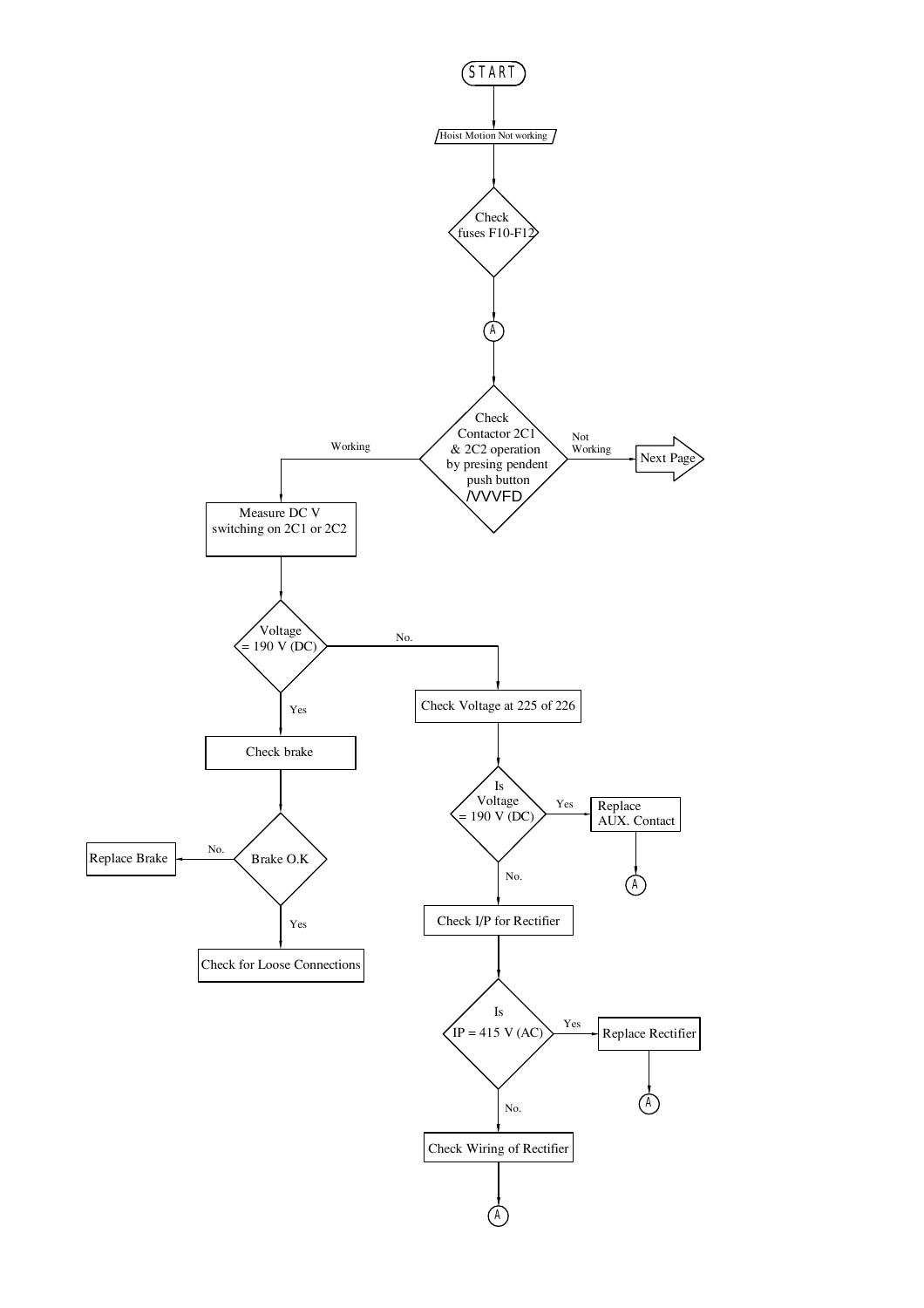START

Hoist Motion Not working

Check fuses F10-F12

(A)

Check Contactor 2C1 & 2C2 operation by presing pendent push button /VVVFD

- Not Working → Next Page
- Working → Measure DC V switching on 2C1 or 2C2

Voltage = 190 V (DC)

- Yes → Check brake
  - Brake O.K
    - No. → Replace Brake
    - Yes → Check for Loose Connections
- No. → Check Voltage at 225 of 226
  - Is Voltage = 190 V (DC)
    - Yes → Replace AUX. Contact → (A)
    - No. → Check I/P for Rectifier
      - Is IP = 415 V (AC)
        - Yes → Replace Rectifier → (A)
        - No. → Check Wiring of Rectifier → (A)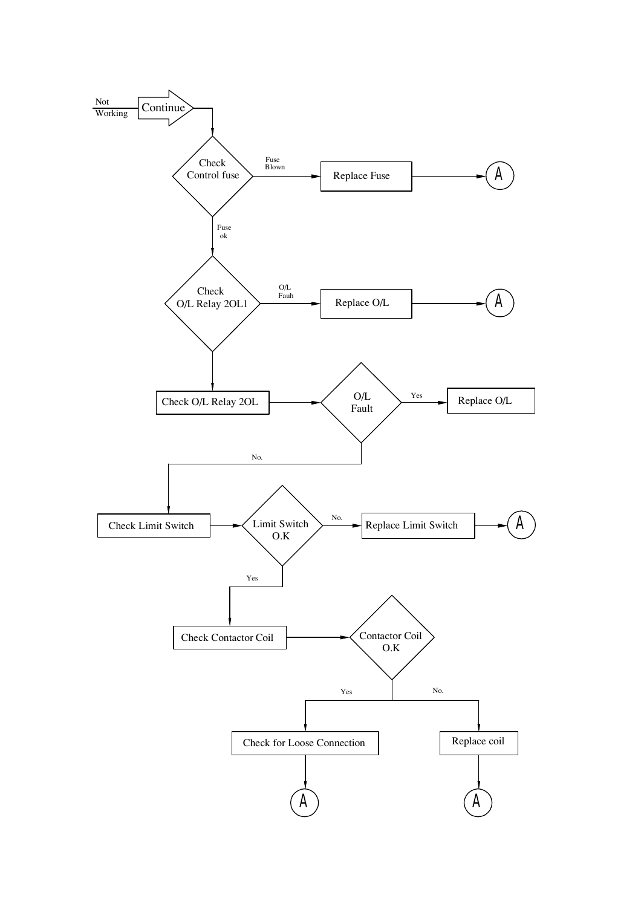Not Working → Continue

- **Check Control fuse**
  - Fuse Blown → Replace Fuse → A
  - Fuse ok ↓
- **Check O/L Relay 2OL1**
  - O/L Fauh → Replace O/L → A
  - ↓
- Check O/L Relay 2OL → **O/L Fault**
  - Yes → Replace O/L
  - No. ↓
- Check Limit Switch → **Limit Switch O.K**
  - No. → Replace Limit Switch → A
  - Yes ↓
- Check Contactor Coil → **Contactor Coil O.K**
  - Yes → Check for Loose Connection → A
  - No. → Replace coil → A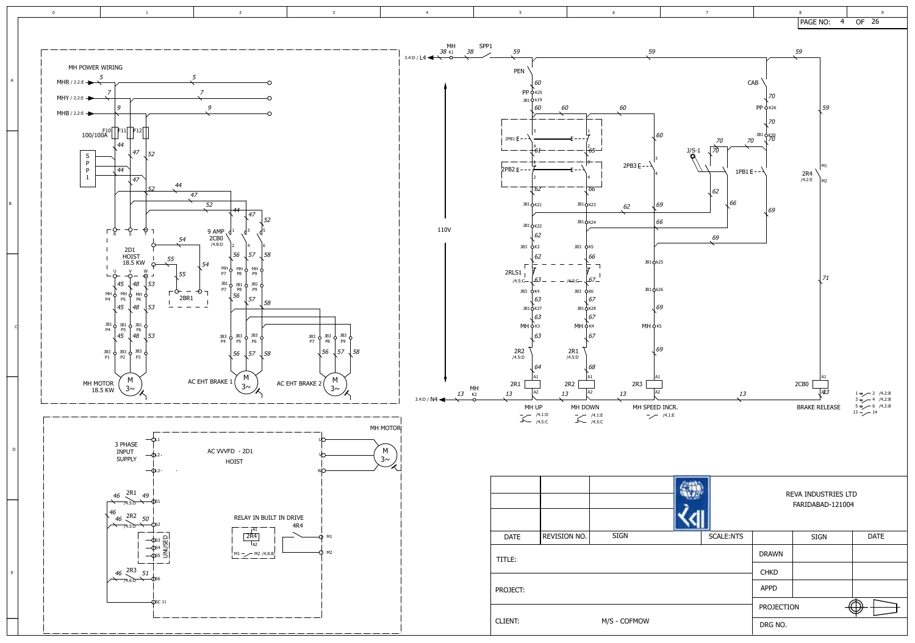## MH POWER WIRING

MHR / 2.2:E — 5
MHY / 2.2:E — 7
MHB / 2.2:E — 9

F10 F11 F12 100/100A

SPP1

2D1 HOIST 18.5 KW

9 AMP 2CB0 /4.8:D

2BR1

MH MOTOR 18.5 KW

AC EHT BRAKE 1

AC EHT BRAKE 2

## AC VVFD - 2D1 HOIST

3 PHASE INPUT SUPPLY

L1, L2, L3

U, V, W

MH MOTOR

2R1 /4.5:D — S1

2R2 /4.5:D — S2

S3, S4, S5 — UNUSED

2R3 /4.6:D — S6

SC 11

RELAY IN BUILT IN DRIVE

2R4 (A1, A2)

4R4 — M1, M2

M1 — M2 /4.8:B

## Control Circuit

3.4:D / L4 — MH K1 — SPP1

110V

3.4:D / N4 — MH K2

PEN, PP, CAB, 2PB1, 2PB2, 2PB3, J/S-1, 1PB1, 2R4 /4.2:E

2RLS1 /4.5:C

2R2 /4.5:D

2R1 /4.5:D

| Coil | Function | Contacts |
|---|---|---|
| 2R1 | MH UP | /4.1:D, /4.5:C |
| 2R2 | MH DOWN | /4.1:E, /4.5:C |
| 2R3 | MH SPEED INCR. | /4.1:E |
| 2CB0 | BRAKE RELEASE | 1–2 /4.2:B, 3–4 /4.2:B, 5–6 /4.2:B, 13–14 |

## Title Block

| DATE | REVISION NO. | SIGN | SCALE:NTS | | SIGN | DATE |
|---|---|---|---|---|---|---|
| | | | | DRAWN | | |
| | | | | CHKD | | |
| | | | | APPD | | |

TITLE:

PROJECT:

CLIENT: M/S - COFMOW

REVA INDUSTRIES LTD
FARIDABAD-121004

PROJECTION

DRG NO.

PAGE NO: 4 OF 26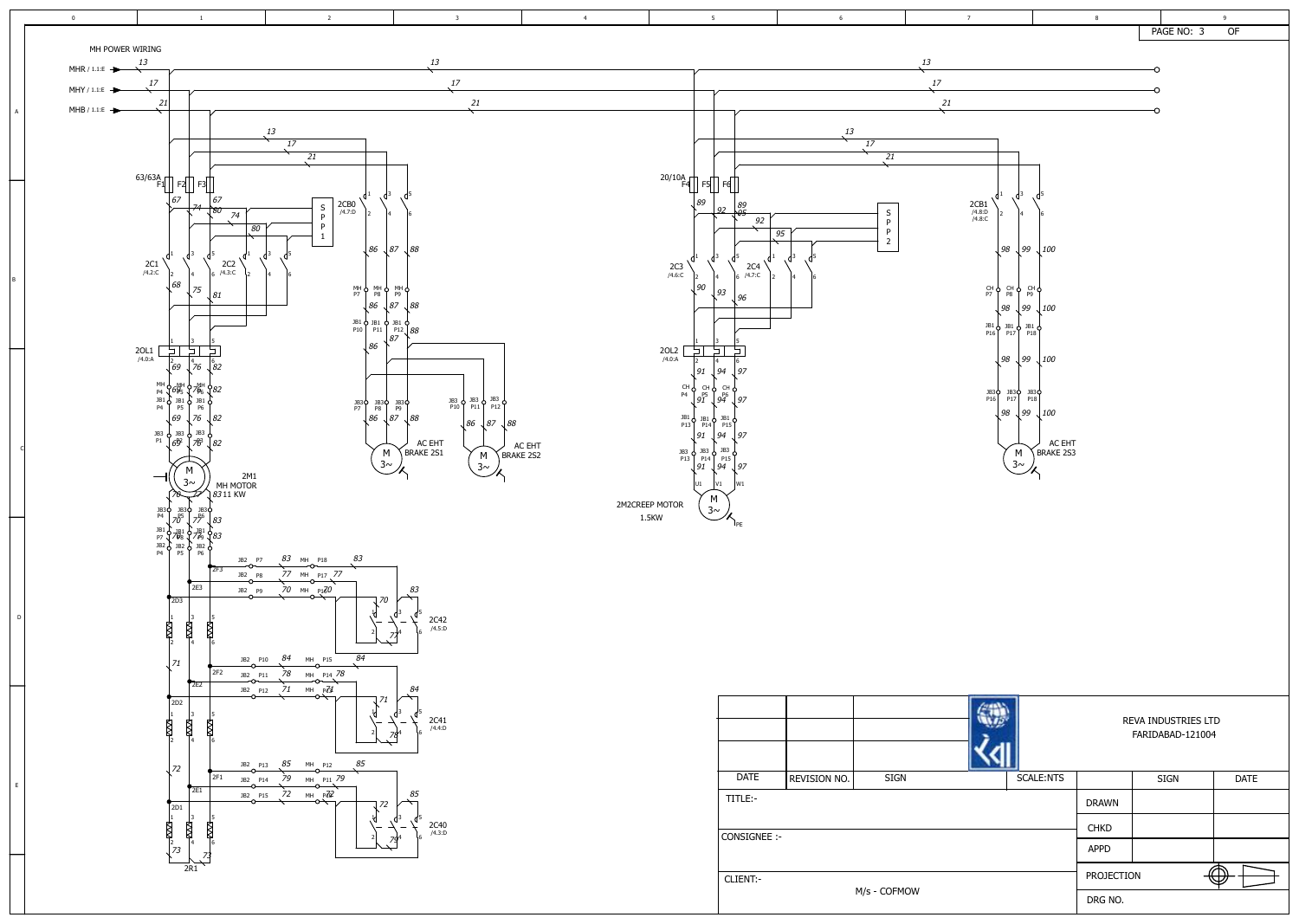PAGE NO: 3 OF

MH POWER WIRING

MHR / 1.1:E — 13
MHY / 1.1:E — 17
MHB / 1.1:E — 21

63/63A F1 F2 F3

2C1 /4.2:C

2C2 /4.3:C

2CB0 /4.7:D

SPP1

2OL1 /4.0:A

2M1 MH MOTOR 11 KW

AC EHT BRAKE 2S1

AC EHT BRAKE 2S2

2C42 /4.5:D

2C41 /4.4:D

2C40 /4.3:D

2D3, 2D2, 2D1, 2E3, 2E2, 2E1, 2F3, 2F2, 2F1, 2R1

20/10A F4 F5 F6

2C3 /4.6:C

2C4 /4.7:C

SPP2

2CB1 /4.8:D /4.8:C

2OL2 /4.0:A

2M2CREEP MOTOR 1.5KW

AC EHT BRAKE 2S3

| DATE | REVISION NO. | SIGN | SCALE:NTS | | SIGN | DATE |
|---|---|---|---|---|---|---|
| TITLE:- | | | | DRAWN | | |
| | | | | CHKD | | |
| CONSIGNEE :- | | | | APPD | | |
| | | | | PROJECTION | | |
| CLIENT:- M/s - COFMOW | | | | DRG NO. | | |

REVA INDUSTRIES LTD
FARIDABAD-121004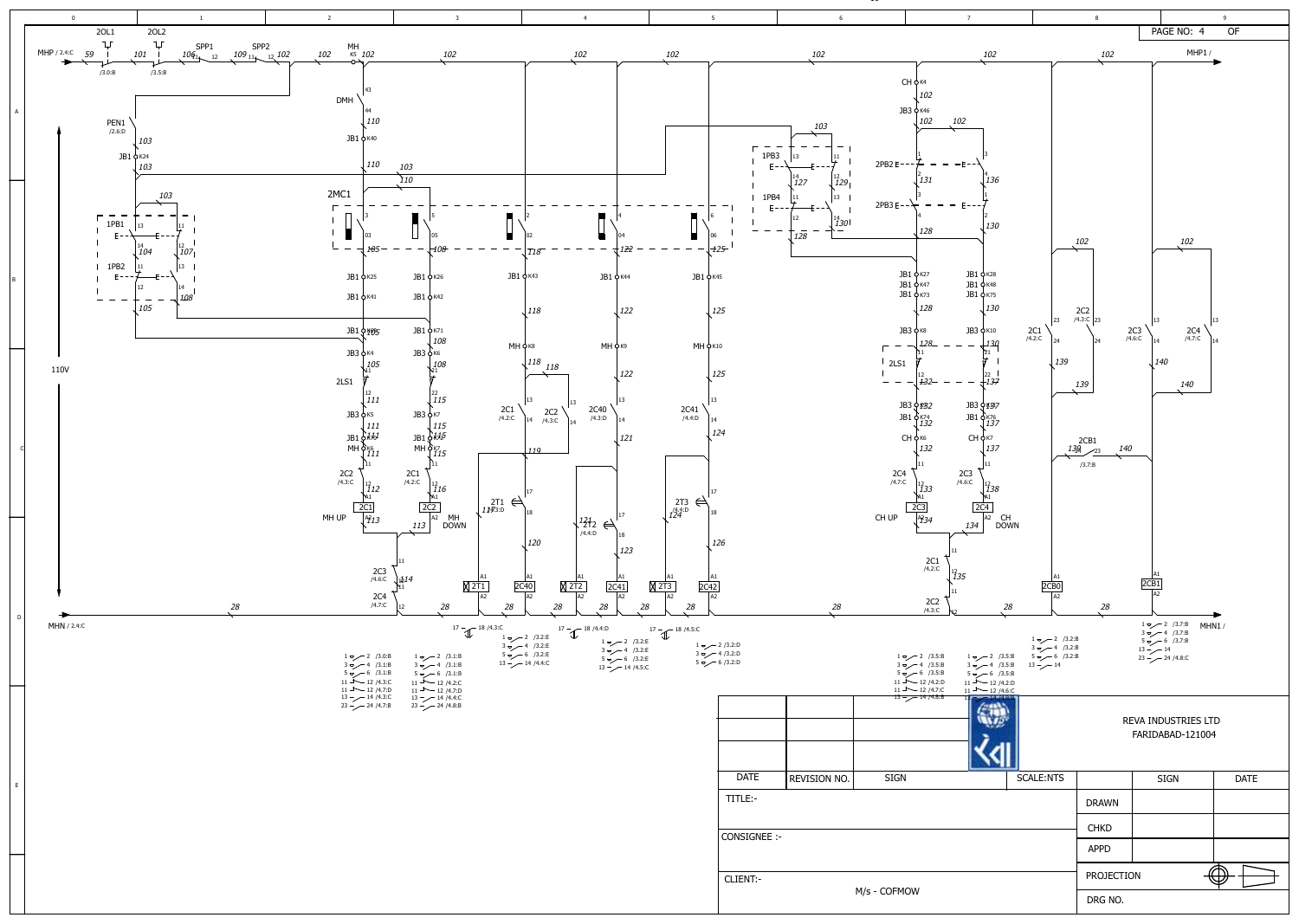PAGE NO: 4 OF

MHP / 2.4:C — MHP1 /

MHN / 2.4:C — MHN1 /

110V

2OL1, 2OL2, SPP1, SPP2, MH, DMH, PEN1 /2.6:D, JB1, 1PB1, 1PB2, 2MC1, 2LS1, 1PB3, 1PB4, 2PB2, 2PB3, CH, JB3, 2LS1

MH UP — 2C1

MH DOWN — 2C2

2T1, 2C40, 2T2, 2C41, 2T3, 2C42

CH UP — 2C3

CH DOWN — 2C4

2CB0, 2CB1

| DATE | REVISION NO. | SIGN | SCALE:NTS | | SIGN | DATE |
|---|---|---|---|---|---|---|
| | | | | DRAWN | | |
| | | | | CHKD | | |
| | | | | APPD | | |

REVA INDUSTRIES LTD
FARIDABAD-121004

TITLE:-

CONSIGNEE :-

CLIENT:- M/s - COFMOW

PROJECTION

DRG NO.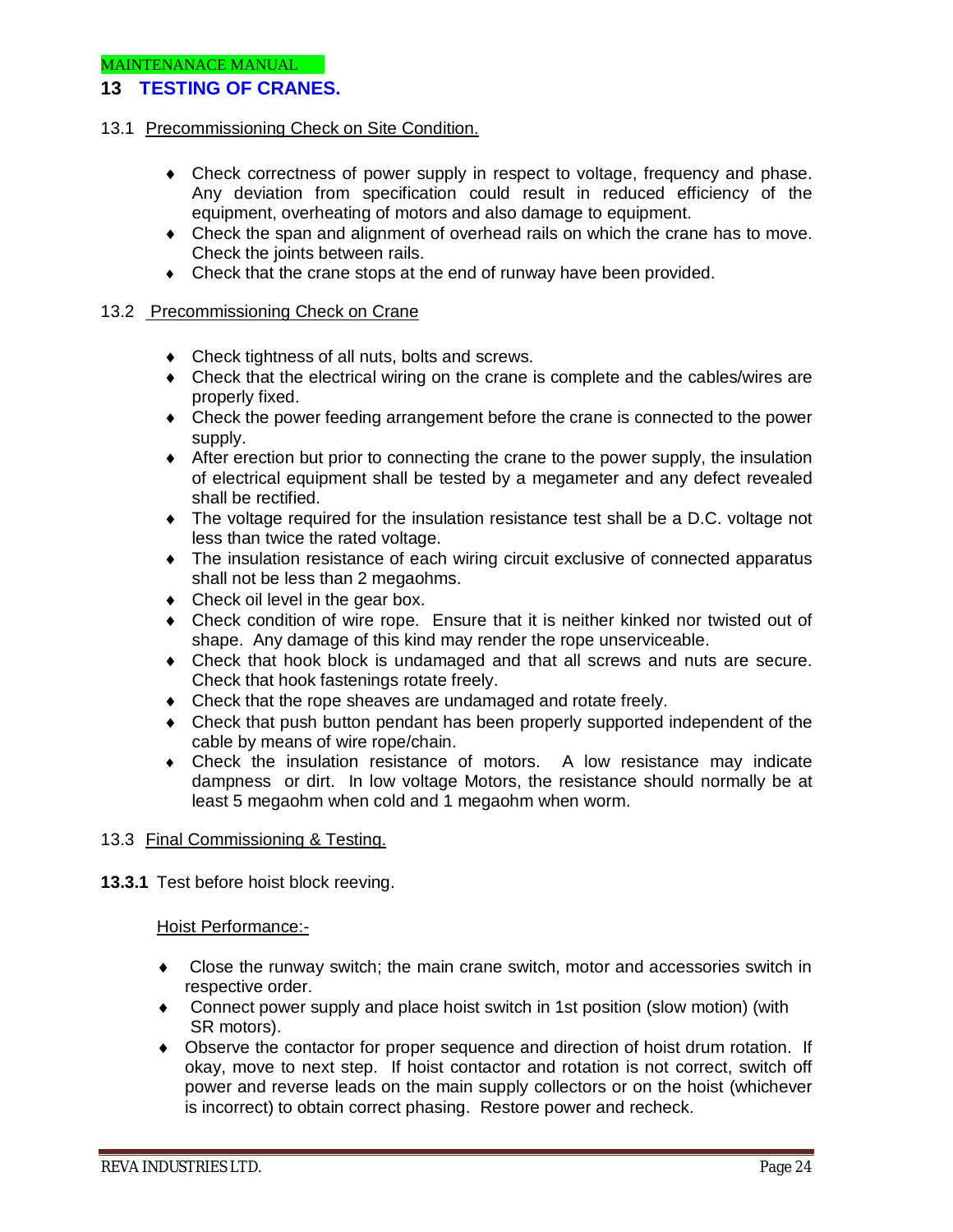## 13 TESTING OF CRANES.

### 13.1 Precommissioning Check on Site Condition.

- Check correctness of power supply in respect to voltage, frequency and phase. Any deviation from specification could result in reduced efficiency of the equipment, overheating of motors and also damage to equipment.
- Check the span and alignment of overhead rails on which the crane has to move. Check the joints between rails.
- Check that the crane stops at the end of runway have been provided.

### 13.2 Precommissioning Check on Crane

- Check tightness of all nuts, bolts and screws.
- Check that the electrical wiring on the crane is complete and the cables/wires are properly fixed.
- Check the power feeding arrangement before the crane is connected to the power supply.
- After erection but prior to connecting the crane to the power supply, the insulation of electrical equipment shall be tested by a megameter and any defect revealed shall be rectified.
- The voltage required for the insulation resistance test shall be a D.C. voltage not less than twice the rated voltage.
- The insulation resistance of each wiring circuit exclusive of connected apparatus shall not be less than 2 megaohms.
- Check oil level in the gear box.
- Check condition of wire rope. Ensure that it is neither kinked nor twisted out of shape. Any damage of this kind may render the rope unserviceable.
- Check that hook block is undamaged and that all screws and nuts are secure. Check that hook fastenings rotate freely.
- Check that the rope sheaves are undamaged and rotate freely.
- Check that push button pendant has been properly supported independent of the cable by means of wire rope/chain.
- Check the insulation resistance of motors. A low resistance may indicate dampness or dirt. In low voltage Motors, the resistance should normally be at least 5 megaohm when cold and 1 megaohm when worm.

### 13.3 Final Commissioning & Testing.

**13.3.1** Test before hoist block reeving.

Hoist Performance:-

- Close the runway switch; the main crane switch, motor and accessories switch in respective order.
- Connect power supply and place hoist switch in 1st position (slow motion) (with SR motors).
- Observe the contactor for proper sequence and direction of hoist drum rotation. If okay, move to next step. If hoist contactor and rotation is not correct, switch off power and reverse leads on the main supply collectors or on the hoist (whichever is incorrect) to obtain correct phasing. Restore power and recheck.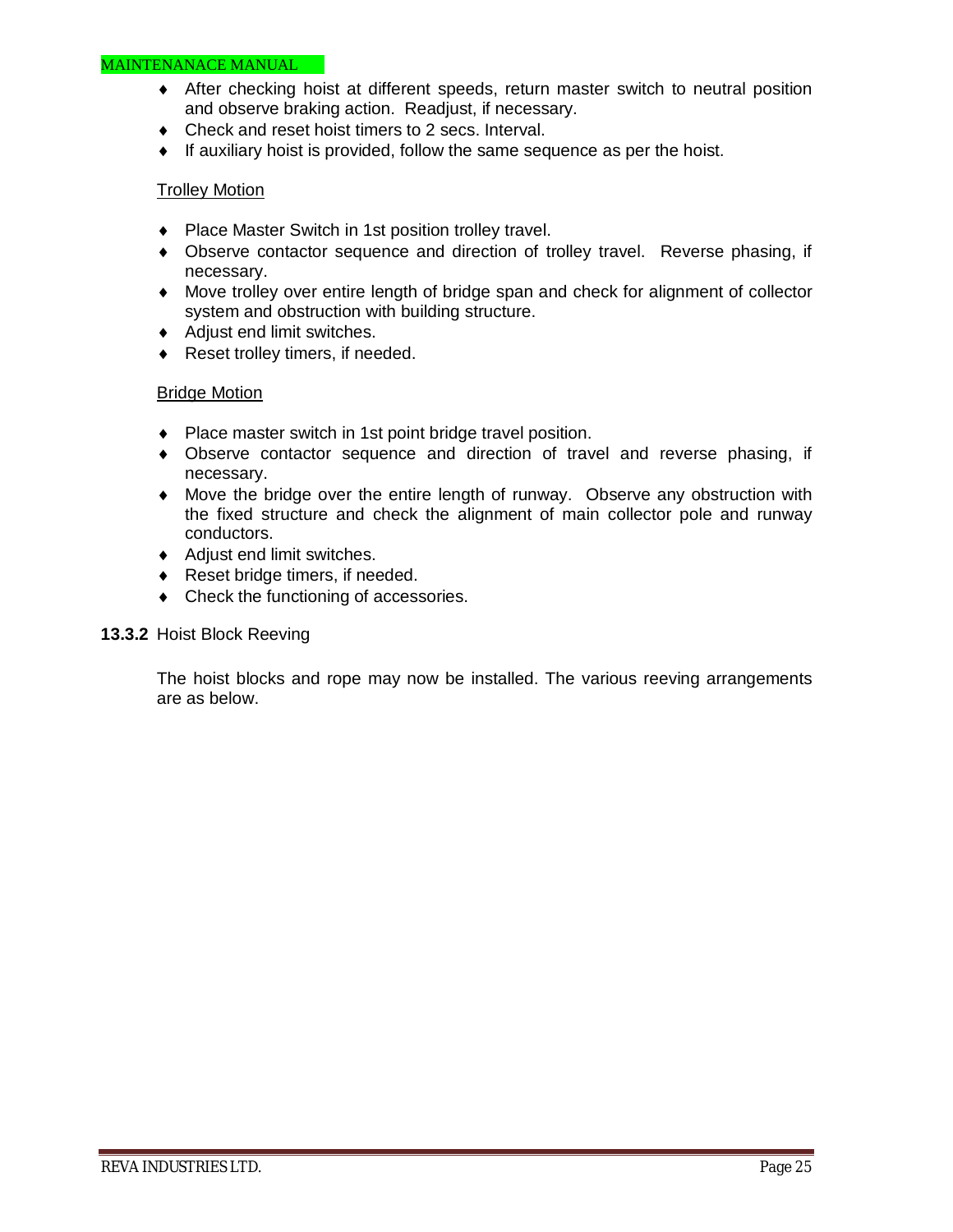- After checking hoist at different speeds, return master switch to neutral position and observe braking action. Readjust, if necessary.
- Check and reset hoist timers to 2 secs. Interval.
- If auxiliary hoist is provided, follow the same sequence as per the hoist.

Trolley Motion

- Place Master Switch in 1st position trolley travel.
- Observe contactor sequence and direction of trolley travel. Reverse phasing, if necessary.
- Move trolley over entire length of bridge span and check for alignment of collector system and obstruction with building structure.
- Adjust end limit switches.
- Reset trolley timers, if needed.

Bridge Motion

- Place master switch in 1st point bridge travel position.
- Observe contactor sequence and direction of travel and reverse phasing, if necessary.
- Move the bridge over the entire length of runway. Observe any obstruction with the fixed structure and check the alignment of main collector pole and runway conductors.
- Adjust end limit switches.
- Reset bridge timers, if needed.
- Check the functioning of accessories.

**13.3.2** Hoist Block Reeving

The hoist blocks and rope may now be installed. The various reeving arrangements are as below.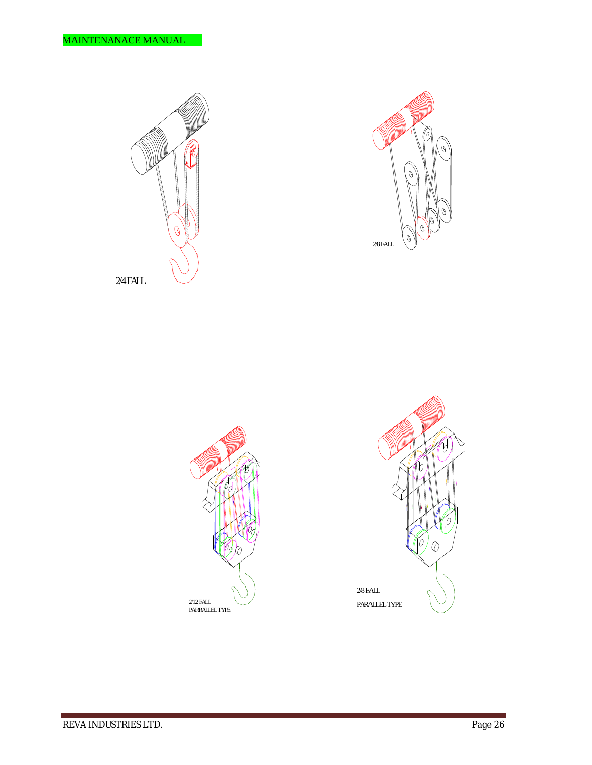2/4 FALL

2/8 FALL

2/12 FALL
PARRALLEL TYPE

2/8 FALL
PARALLEL TYPE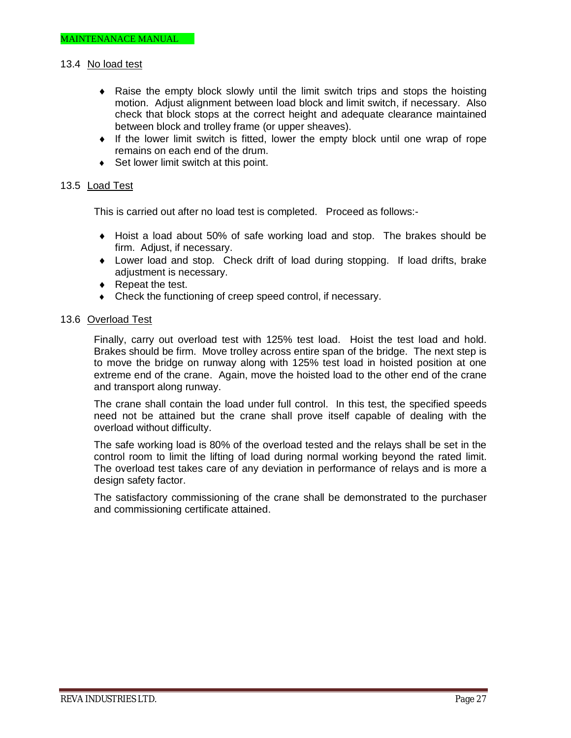### 13.4 No load test

- Raise the empty block slowly until the limit switch trips and stops the hoisting motion. Adjust alignment between load block and limit switch, if necessary. Also check that block stops at the correct height and adequate clearance maintained between block and trolley frame (or upper sheaves).
- If the lower limit switch is fitted, lower the empty block until one wrap of rope remains on each end of the drum.
- Set lower limit switch at this point.

### 13.5 Load Test

This is carried out after no load test is completed. Proceed as follows:-

- Hoist a load about 50% of safe working load and stop. The brakes should be firm. Adjust, if necessary.
- Lower load and stop. Check drift of load during stopping. If load drifts, brake adjustment is necessary.
- Repeat the test.
- Check the functioning of creep speed control, if necessary.

### 13.6 Overload Test

Finally, carry out overload test with 125% test load. Hoist the test load and hold. Brakes should be firm. Move trolley across entire span of the bridge. The next step is to move the bridge on runway along with 125% test load in hoisted position at one extreme end of the crane. Again, move the hoisted load to the other end of the crane and transport along runway.

The crane shall contain the load under full control. In this test, the specified speeds need not be attained but the crane shall prove itself capable of dealing with the overload without difficulty.

The safe working load is 80% of the overload tested and the relays shall be set in the control room to limit the lifting of load during normal working beyond the rated limit. The overload test takes care of any deviation in performance of relays and is more a design safety factor.

The satisfactory commissioning of the crane shall be demonstrated to the purchaser and commissioning certificate attained.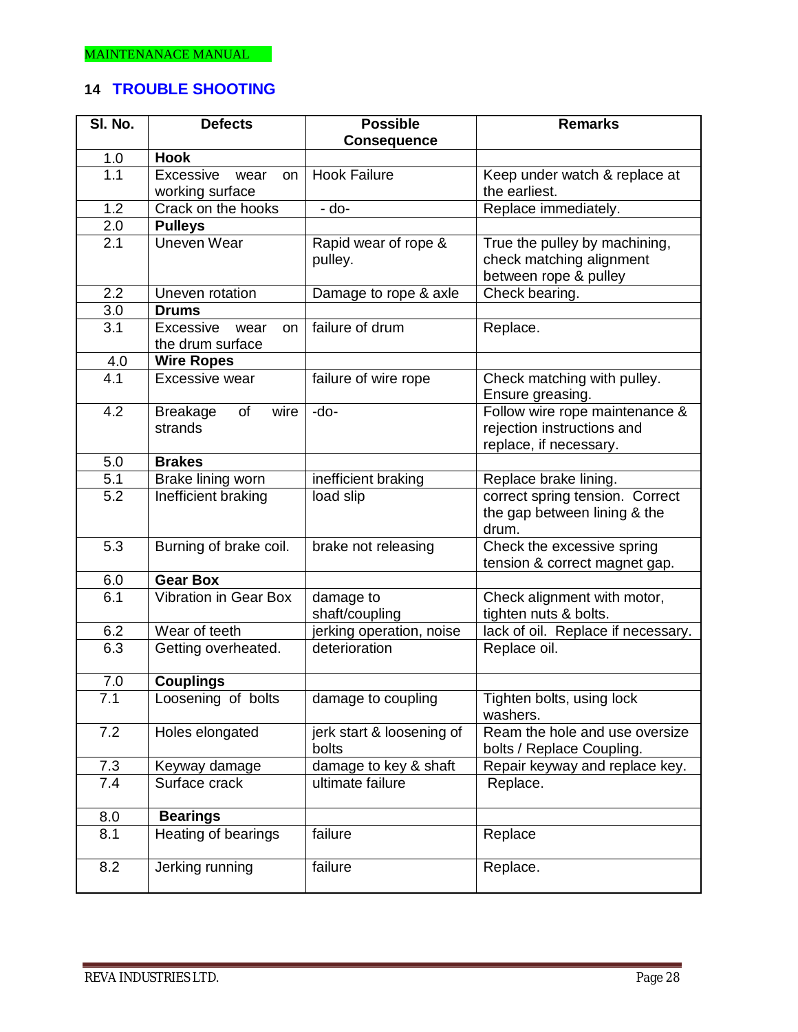## 14 TROUBLE SHOOTING

| Sl. No. | Defects | Possible Consequence | Remarks |
|---|---|---|---|
| 1.0 | **Hook** | | |
| 1.1 | Excessive wear on working surface | Hook Failure | Keep under watch & replace at the earliest. |
| 1.2 | Crack on the hooks | - do- | Replace immediately. |
| 2.0 | **Pulleys** | | |
| 2.1 | Uneven Wear | Rapid wear of rope & pulley. | True the pulley by machining, check matching alignment between rope & pulley |
| 2.2 | Uneven rotation | Damage to rope & axle | Check bearing. |
| 3.0 | **Drums** | | |
| 3.1 | Excessive wear on the drum surface | failure of drum | Replace. |
| 4.0 | **Wire Ropes** | | |
| 4.1 | Excessive wear | failure of wire rope | Check matching with pulley. Ensure greasing. |
| 4.2 | Breakage of wire strands | -do- | Follow wire rope maintenance & rejection instructions and replace, if necessary. |
| 5.0 | **Brakes** | | |
| 5.1 | Brake lining worn | inefficient braking | Replace brake lining. |
| 5.2 | Inefficient braking | load slip | correct spring tension. Correct the gap between lining & the drum. |
| 5.3 | Burning of brake coil. | brake not releasing | Check the excessive spring tension & correct magnet gap. |
| 6.0 | **Gear Box** | | |
| 6.1 | Vibration in Gear Box | damage to shaft/coupling | Check alignment with motor, tighten nuts & bolts. |
| 6.2 | Wear of teeth | jerking operation, noise | lack of oil. Replace if necessary. |
| 6.3 | Getting overheated. | deterioration | Replace oil. |
| 7.0 | **Couplings** | | |
| 7.1 | Loosening of bolts | damage to coupling | Tighten bolts, using lock washers. |
| 7.2 | Holes elongated | jerk start & loosening of bolts | Ream the hole and use oversize bolts / Replace Coupling. |
| 7.3 | Keyway damage | damage to key & shaft | Repair keyway and replace key. |
| 7.4 | Surface crack | ultimate failure | Replace. |
| 8.0 | **Bearings** | | |
| 8.1 | Heating of bearings | failure | Replace |
| 8.2 | Jerking running | failure | Replace. |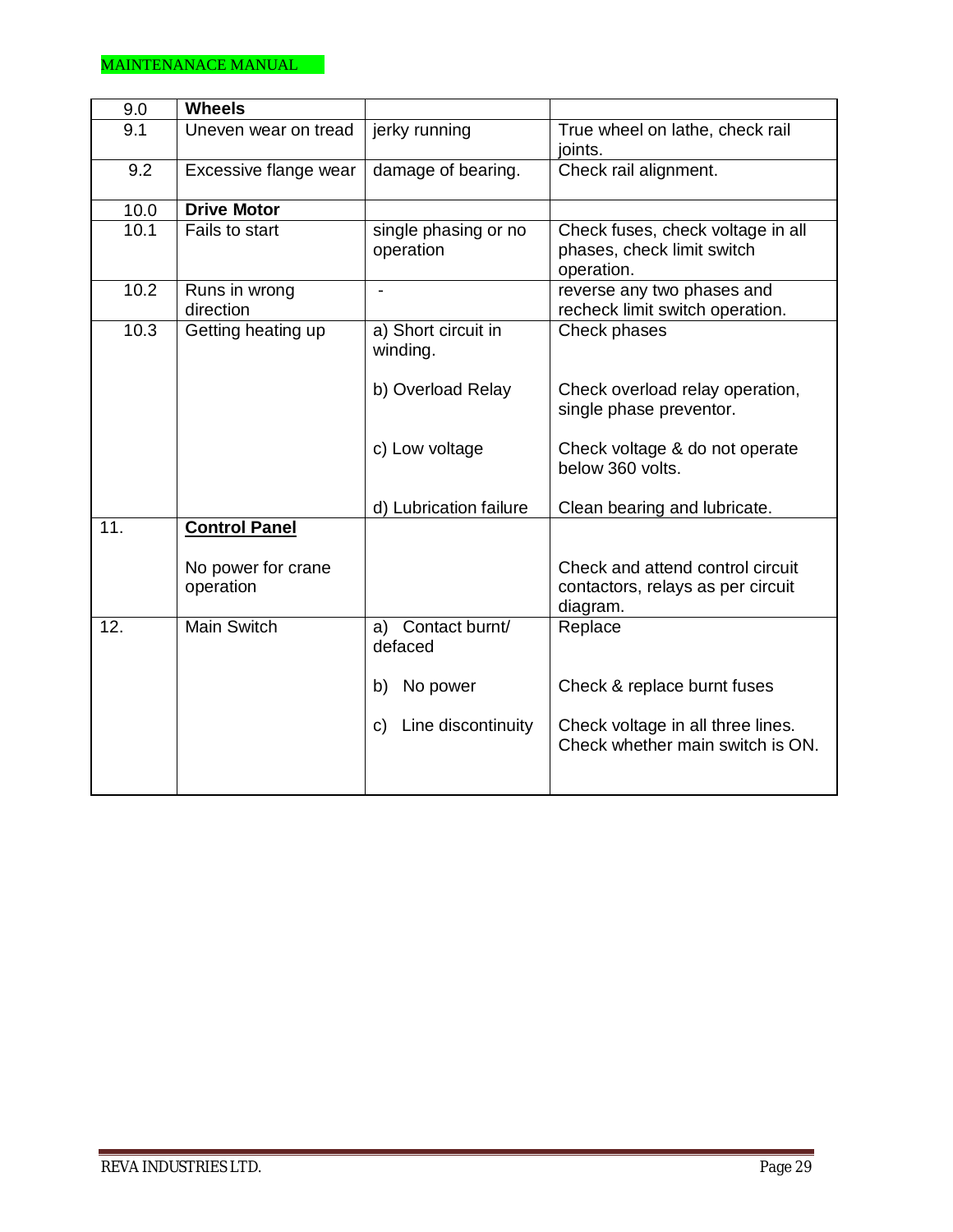| 9.0 | **Wheels** | | |
|---|---|---|---|
| 9.1 | Uneven wear on tread | jerky running | True wheel on lathe, check rail joints. |
| 9.2 | Excessive flange wear | damage of bearing. | Check rail alignment. |
| 10.0 | **Drive Motor** | | |
| 10.1 | Fails to start | single phasing or no operation | Check fuses, check voltage in all phases, check limit switch operation. |
| 10.2 | Runs in wrong direction | - | reverse any two phases and recheck limit switch operation. |
| 10.3 | Getting heating up | a) Short circuit in winding. | Check phases |
| | | b) Overload Relay | Check overload relay operation, single phase preventor. |
| | | c) Low voltage | Check voltage & do not operate below 360 volts. |
| | | d) Lubrication failure | Clean bearing and lubricate. |
| 11. | **Control Panel** | | |
| | No power for crane operation | | Check and attend control circuit contactors, relays as per circuit diagram. |
| 12. | Main Switch | a) Contact burnt/ defaced | Replace |
| | | b) No power | Check & replace burnt fuses |
| | | c) Line discontinuity | Check voltage in all three lines. Check whether main switch is ON. |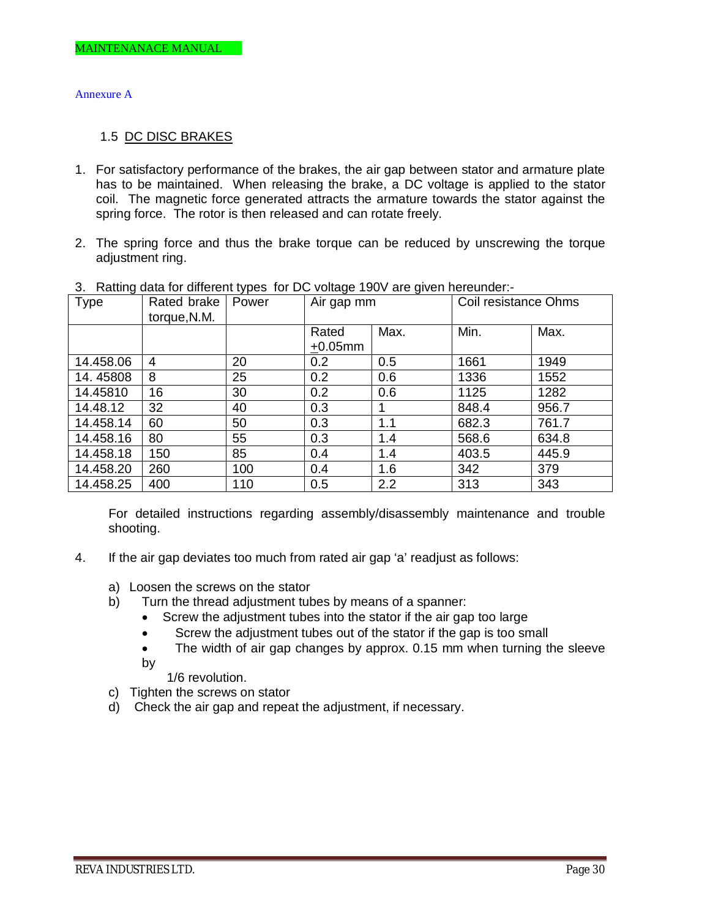Annexure A

## 1.5 DC DISC BRAKES

1. For satisfactory performance of the brakes, the air gap between stator and armature plate has to be maintained. When releasing the brake, a DC voltage is applied to the stator coil. The magnetic force generated attracts the armature towards the stator against the spring force. The rotor is then released and can rotate freely.

2. The spring force and thus the brake torque can be reduced by unscrewing the torque adjustment ring.

3. Ratting data for different types for DC voltage 190V are given hereunder:-

| Type | Rated brake torque,N.M. | Power | Air gap mm | | Coil resistance Ohms | |
|---|---|---|---|---|---|---|
| | | | Rated ±0.05mm | Max. | Min. | Max. |
| 14.458.06 | 4 | 20 | 0.2 | 0.5 | 1661 | 1949 |
| 14. 45808 | 8 | 25 | 0.2 | 0.6 | 1336 | 1552 |
| 14.45810 | 16 | 30 | 0.2 | 0.6 | 1125 | 1282 |
| 14.48.12 | 32 | 40 | 0.3 | 1 | 848.4 | 956.7 |
| 14.458.14 | 60 | 50 | 0.3 | 1.1 | 682.3 | 761.7 |
| 14.458.16 | 80 | 55 | 0.3 | 1.4 | 568.6 | 634.8 |
| 14.458.18 | 150 | 85 | 0.4 | 1.4 | 403.5 | 445.9 |
| 14.458.20 | 260 | 100 | 0.4 | 1.6 | 342 | 379 |
| 14.458.25 | 400 | 110 | 0.5 | 2.2 | 313 | 343 |

For detailed instructions regarding assembly/disassembly maintenance and trouble shooting.

4. If the air gap deviates too much from rated air gap 'a' readjust as follows:

   a) Loosen the screws on the stator
   b) Turn the thread adjustment tubes by means of a spanner:
      - Screw the adjustment tubes into the stator if the air gap too large
      - Screw the adjustment tubes out of the stator if the gap is too small
      - The width of air gap changes by approx. 0.15 mm when turning the sleeve by 1/6 revolution.
   c) Tighten the screws on stator
   d) Check the air gap and repeat the adjustment, if necessary.